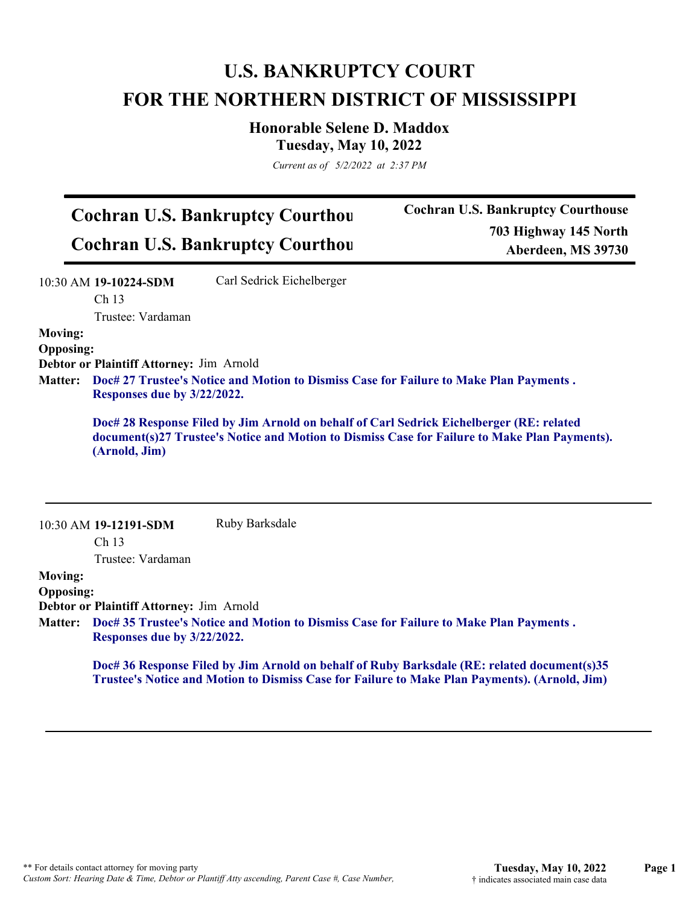# U.S. BANKRUPTCY COURT
# FOR THE NORTHERN DISTRICT OF MISSISSIPPI

## Honorable Selene D. Maddox
### Tuesday, May 10, 2022

*Current as of 5/2/2022 at 2:37 PM*

## Cochran U.S. Bankruptcy Courthou
## Cochran U.S. Bankruptcy Courthou

**Cochran U.S. Bankruptcy Courthouse**
**703 Highway 145 North**
**Aberdeen, MS 39730**

---

10:30 AM **19-10224-SDM** Carl Sedrick Eichelberger
Ch 13
Trustee: Vardaman

**Moving:**
**Opposing:**
**Debtor or Plaintiff Attorney:** Jim Arnold
**Matter:** **Doc# 27 Trustee's Notice and Motion to Dismiss Case for Failure to Make Plan Payments . Responses due by 3/22/2022.**

**Doc# 28 Response Filed by Jim Arnold on behalf of Carl Sedrick Eichelberger (RE: related document(s)27 Trustee's Notice and Motion to Dismiss Case for Failure to Make Plan Payments). (Arnold, Jim)**

---

10:30 AM **19-12191-SDM** Ruby Barksdale
Ch 13
Trustee: Vardaman

**Moving:**
**Opposing:**
**Debtor or Plaintiff Attorney:** Jim Arnold
**Matter:** **Doc# 35 Trustee's Notice and Motion to Dismiss Case for Failure to Make Plan Payments . Responses due by 3/22/2022.**

**Doc# 36 Response Filed by Jim Arnold on behalf of Ruby Barksdale (RE: related document(s)35 Trustee's Notice and Motion to Dismiss Case for Failure to Make Plan Payments). (Arnold, Jim)**

---

** For details contact attorney for moving party
*Custom Sort: Hearing Date & Time, Debtor or Plantiff Atty ascending, Parent Case #, Case Number,*
† indicates associated main case data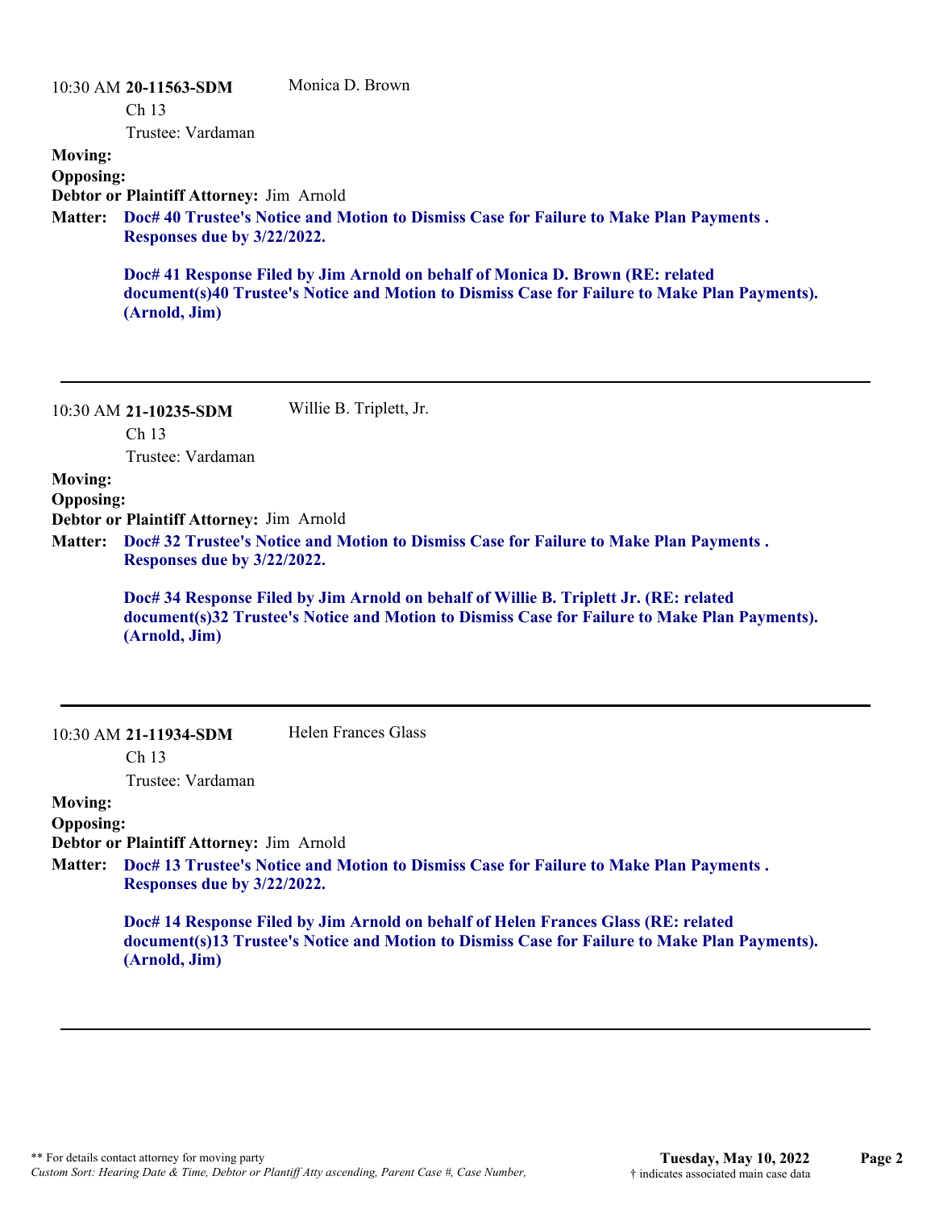10:30 AM **20-11563-SDM** Monica D. Brown

Ch 13

Trustee: Vardaman

**Moving:**

**Opposing:**

**Debtor or Plaintiff Attorney:** Jim Arnold

**Matter:** **Doc# 40 Trustee's Notice and Motion to Dismiss Case for Failure to Make Plan Payments . Responses due by 3/22/2022.**

**Doc# 41 Response Filed by Jim Arnold on behalf of Monica D. Brown (RE: related document(s)40 Trustee's Notice and Motion to Dismiss Case for Failure to Make Plan Payments). (Arnold, Jim)**

---

10:30 AM **21-10235-SDM** Willie B. Triplett, Jr.

Ch 13

Trustee: Vardaman

**Moving:**

**Opposing:**

**Debtor or Plaintiff Attorney:** Jim Arnold

**Matter:** **Doc# 32 Trustee's Notice and Motion to Dismiss Case for Failure to Make Plan Payments . Responses due by 3/22/2022.**

**Doc# 34 Response Filed by Jim Arnold on behalf of Willie B. Triplett Jr. (RE: related document(s)32 Trustee's Notice and Motion to Dismiss Case for Failure to Make Plan Payments). (Arnold, Jim)**

---

10:30 AM **21-11934-SDM** Helen Frances Glass

Ch 13

Trustee: Vardaman

**Moving:**

**Opposing:**

**Debtor or Plaintiff Attorney:** Jim Arnold

**Matter:** **Doc# 13 Trustee's Notice and Motion to Dismiss Case for Failure to Make Plan Payments . Responses due by 3/22/2022.**

**Doc# 14 Response Filed by Jim Arnold on behalf of Helen Frances Glass (RE: related document(s)13 Trustee's Notice and Motion to Dismiss Case for Failure to Make Plan Payments). (Arnold, Jim)**

---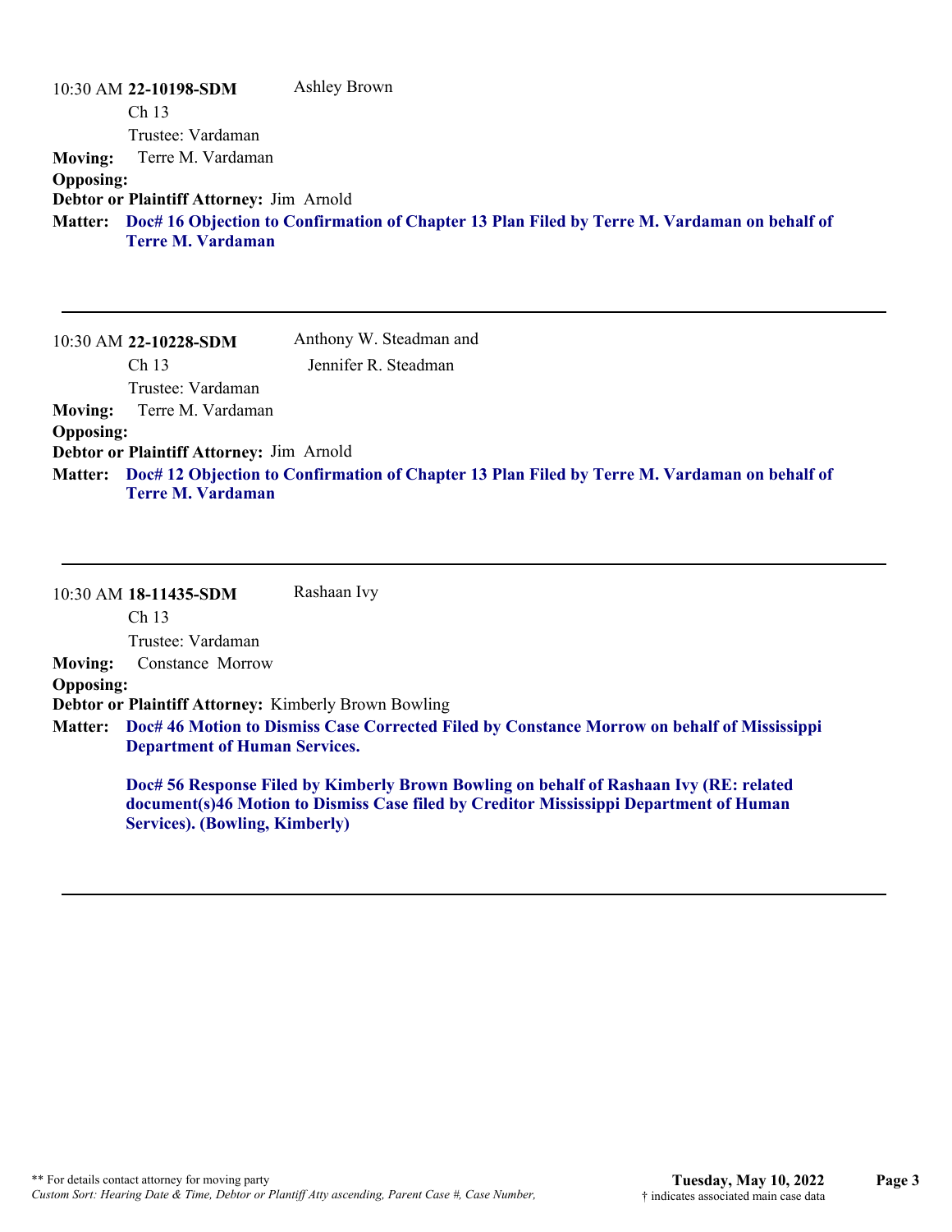10:30 AM **22-10198-SDM** Ashley Brown

Ch 13

Trustee: Vardaman

**Moving:** Terre M. Vardaman

**Opposing:**

**Debtor or Plaintiff Attorney:** Jim Arnold

**Matter:** **Doc# 16 Objection to Confirmation of Chapter 13 Plan Filed by Terre M. Vardaman on behalf of Terre M. Vardaman**

---

10:30 AM **22-10228-SDM** Anthony W. Steadman and Jennifer R. Steadman

Ch 13

Trustee: Vardaman

**Moving:** Terre M. Vardaman

**Opposing:**

**Debtor or Plaintiff Attorney:** Jim Arnold

**Matter:** **Doc# 12 Objection to Confirmation of Chapter 13 Plan Filed by Terre M. Vardaman on behalf of Terre M. Vardaman**

---

10:30 AM **18-11435-SDM** Rashaan Ivy

Ch 13

Trustee: Vardaman

**Moving:** Constance Morrow

**Opposing:**

**Debtor or Plaintiff Attorney:** Kimberly Brown Bowling

**Matter:** **Doc# 46 Motion to Dismiss Case Corrected Filed by Constance Morrow on behalf of Mississippi Department of Human Services.**

**Doc# 56 Response Filed by Kimberly Brown Bowling on behalf of Rashaan Ivy (RE: related document(s)46 Motion to Dismiss Case filed by Creditor Mississippi Department of Human Services). (Bowling, Kimberly)**

---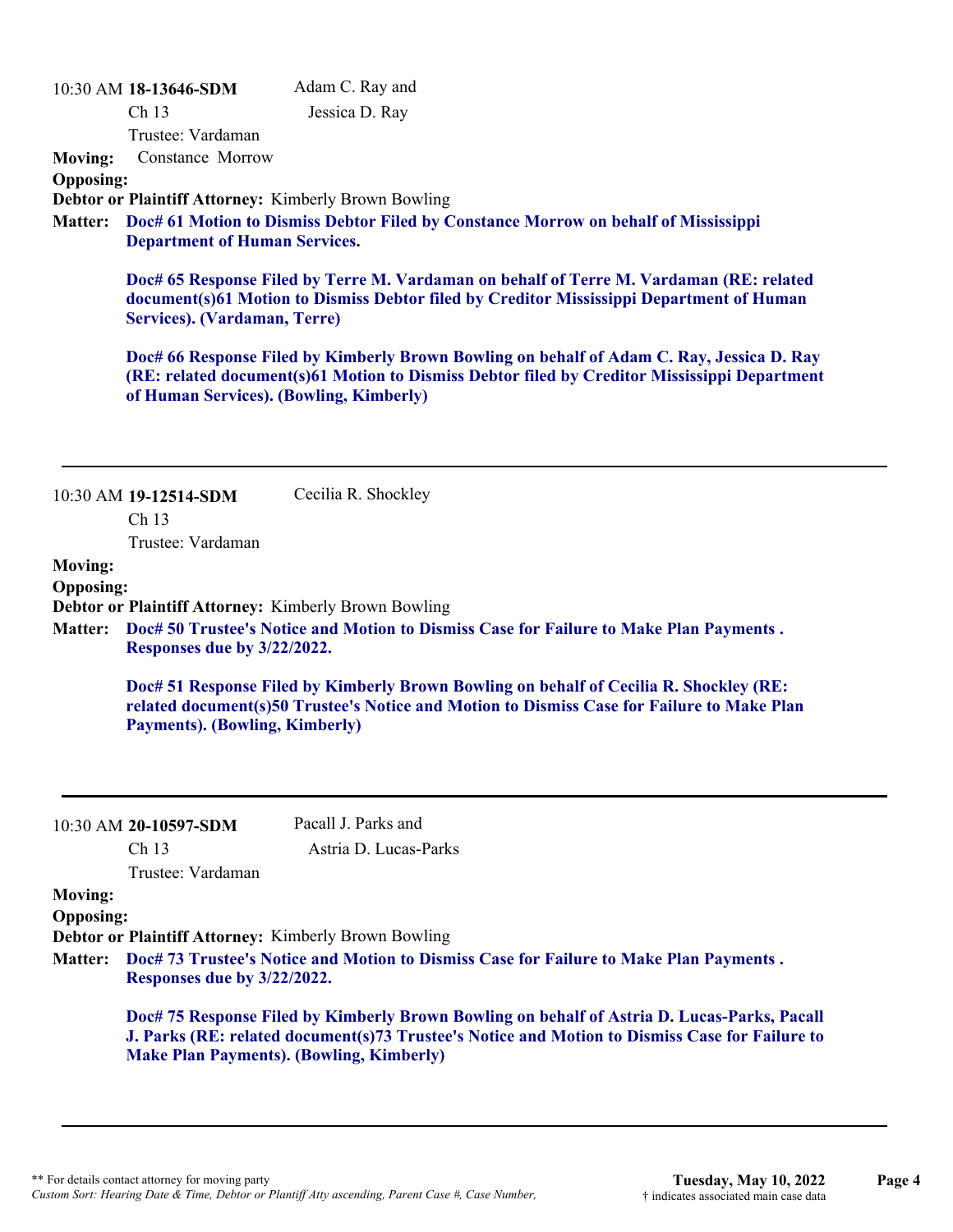10:30 AM **18-13646-SDM** Adam C. Ray and Jessica D. Ray

Ch 13

Trustee: Vardaman

**Moving:** Constance Morrow

**Opposing:**

**Debtor or Plaintiff Attorney:** Kimberly Brown Bowling

**Matter:** **Doc# 61 Motion to Dismiss Debtor Filed by Constance Morrow on behalf of Mississippi Department of Human Services.**

**Doc# 65 Response Filed by Terre M. Vardaman on behalf of Terre M. Vardaman (RE: related document(s)61 Motion to Dismiss Debtor filed by Creditor Mississippi Department of Human Services). (Vardaman, Terre)**

**Doc# 66 Response Filed by Kimberly Brown Bowling on behalf of Adam C. Ray, Jessica D. Ray (RE: related document(s)61 Motion to Dismiss Debtor filed by Creditor Mississippi Department of Human Services). (Bowling, Kimberly)**

---

10:30 AM **19-12514-SDM** Cecilia R. Shockley

Ch 13

Trustee: Vardaman

**Moving:**

**Opposing:**

**Debtor or Plaintiff Attorney:** Kimberly Brown Bowling

**Matter:** **Doc# 50 Trustee's Notice and Motion to Dismiss Case for Failure to Make Plan Payments . Responses due by 3/22/2022.**

**Doc# 51 Response Filed by Kimberly Brown Bowling on behalf of Cecilia R. Shockley (RE: related document(s)50 Trustee's Notice and Motion to Dismiss Case for Failure to Make Plan Payments). (Bowling, Kimberly)**

---

10:30 AM **20-10597-SDM** Pacall J. Parks and Astria D. Lucas-Parks

Ch 13

Trustee: Vardaman

**Moving:**

**Opposing:**

**Debtor or Plaintiff Attorney:** Kimberly Brown Bowling

**Matter:** **Doc# 73 Trustee's Notice and Motion to Dismiss Case for Failure to Make Plan Payments . Responses due by 3/22/2022.**

**Doc# 75 Response Filed by Kimberly Brown Bowling on behalf of Astria D. Lucas-Parks, Pacall J. Parks (RE: related document(s)73 Trustee's Notice and Motion to Dismiss Case for Failure to Make Plan Payments). (Bowling, Kimberly)**

---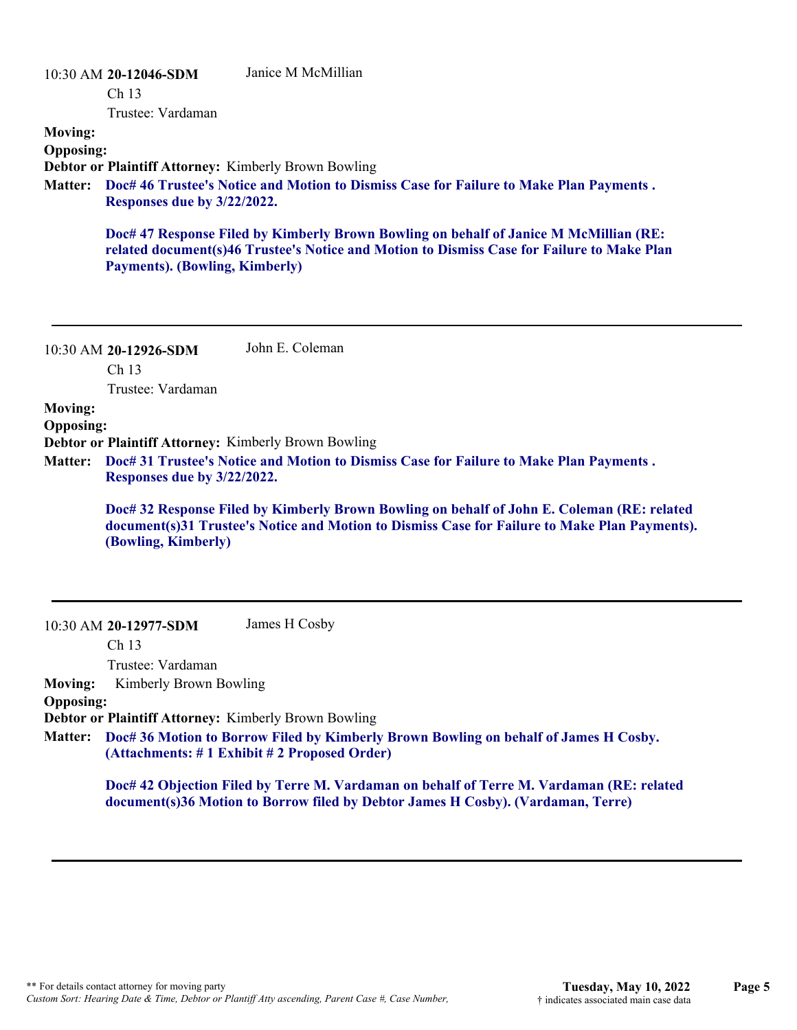10:30 AM **20-12046-SDM** Janice M McMillian

Ch 13

Trustee: Vardaman

**Moving:**

**Opposing:**

**Debtor or Plaintiff Attorney:** Kimberly Brown Bowling

**Matter:** **Doc# 46 Trustee's Notice and Motion to Dismiss Case for Failure to Make Plan Payments . Responses due by 3/22/2022.**

**Doc# 47 Response Filed by Kimberly Brown Bowling on behalf of Janice M McMillian (RE: related document(s)46 Trustee's Notice and Motion to Dismiss Case for Failure to Make Plan Payments). (Bowling, Kimberly)**

---

10:30 AM **20-12926-SDM** John E. Coleman

Ch 13

Trustee: Vardaman

**Moving:**

**Opposing:**

**Debtor or Plaintiff Attorney:** Kimberly Brown Bowling

**Matter:** **Doc# 31 Trustee's Notice and Motion to Dismiss Case for Failure to Make Plan Payments . Responses due by 3/22/2022.**

**Doc# 32 Response Filed by Kimberly Brown Bowling on behalf of John E. Coleman (RE: related document(s)31 Trustee's Notice and Motion to Dismiss Case for Failure to Make Plan Payments). (Bowling, Kimberly)**

---

10:30 AM **20-12977-SDM** James H Cosby

Ch 13

Trustee: Vardaman

**Moving:** Kimberly Brown Bowling

**Opposing:**

**Debtor or Plaintiff Attorney:** Kimberly Brown Bowling

**Matter:** **Doc# 36 Motion to Borrow Filed by Kimberly Brown Bowling on behalf of James H Cosby. (Attachments: # 1 Exhibit # 2 Proposed Order)**

**Doc# 42 Objection Filed by Terre M. Vardaman on behalf of Terre M. Vardaman (RE: related document(s)36 Motion to Borrow filed by Debtor James H Cosby). (Vardaman, Terre)**

---

\*\* For details contact attorney for moving party

*Custom Sort: Hearing Date & Time, Debtor or Plantiff Atty ascending, Parent Case #, Case Number,*

**Tuesday, May 10, 2022**

† indicates associated main case data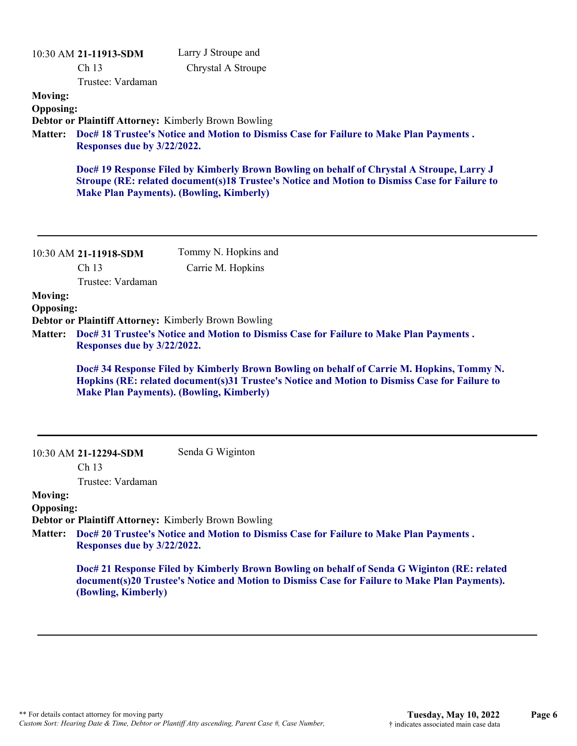10:30 AM **21-11913-SDM** Larry J Stroupe and Chrystal A Stroupe

Ch 13

Trustee: Vardaman

**Moving:**

**Opposing:**

**Debtor or Plaintiff Attorney:** Kimberly Brown Bowling

**Matter:** **Doc# 18 Trustee's Notice and Motion to Dismiss Case for Failure to Make Plan Payments . Responses due by 3/22/2022.**

**Doc# 19 Response Filed by Kimberly Brown Bowling on behalf of Chrystal A Stroupe, Larry J Stroupe (RE: related document(s)18 Trustee's Notice and Motion to Dismiss Case for Failure to Make Plan Payments). (Bowling, Kimberly)**

---

10:30 AM **21-11918-SDM** Tommy N. Hopkins and Carrie M. Hopkins

Ch 13

Trustee: Vardaman

**Moving:**

**Opposing:**

**Debtor or Plaintiff Attorney:** Kimberly Brown Bowling

**Matter:** **Doc# 31 Trustee's Notice and Motion to Dismiss Case for Failure to Make Plan Payments . Responses due by 3/22/2022.**

**Doc# 34 Response Filed by Kimberly Brown Bowling on behalf of Carrie M. Hopkins, Tommy N. Hopkins (RE: related document(s)31 Trustee's Notice and Motion to Dismiss Case for Failure to Make Plan Payments). (Bowling, Kimberly)**

---

10:30 AM **21-12294-SDM** Senda G Wiginton

Ch 13

Trustee: Vardaman

**Moving:**

**Opposing:**

**Debtor or Plaintiff Attorney:** Kimberly Brown Bowling

**Matter:** **Doc# 20 Trustee's Notice and Motion to Dismiss Case for Failure to Make Plan Payments . Responses due by 3/22/2022.**

**Doc# 21 Response Filed by Kimberly Brown Bowling on behalf of Senda G Wiginton (RE: related document(s)20 Trustee's Notice and Motion to Dismiss Case for Failure to Make Plan Payments). (Bowling, Kimberly)**

---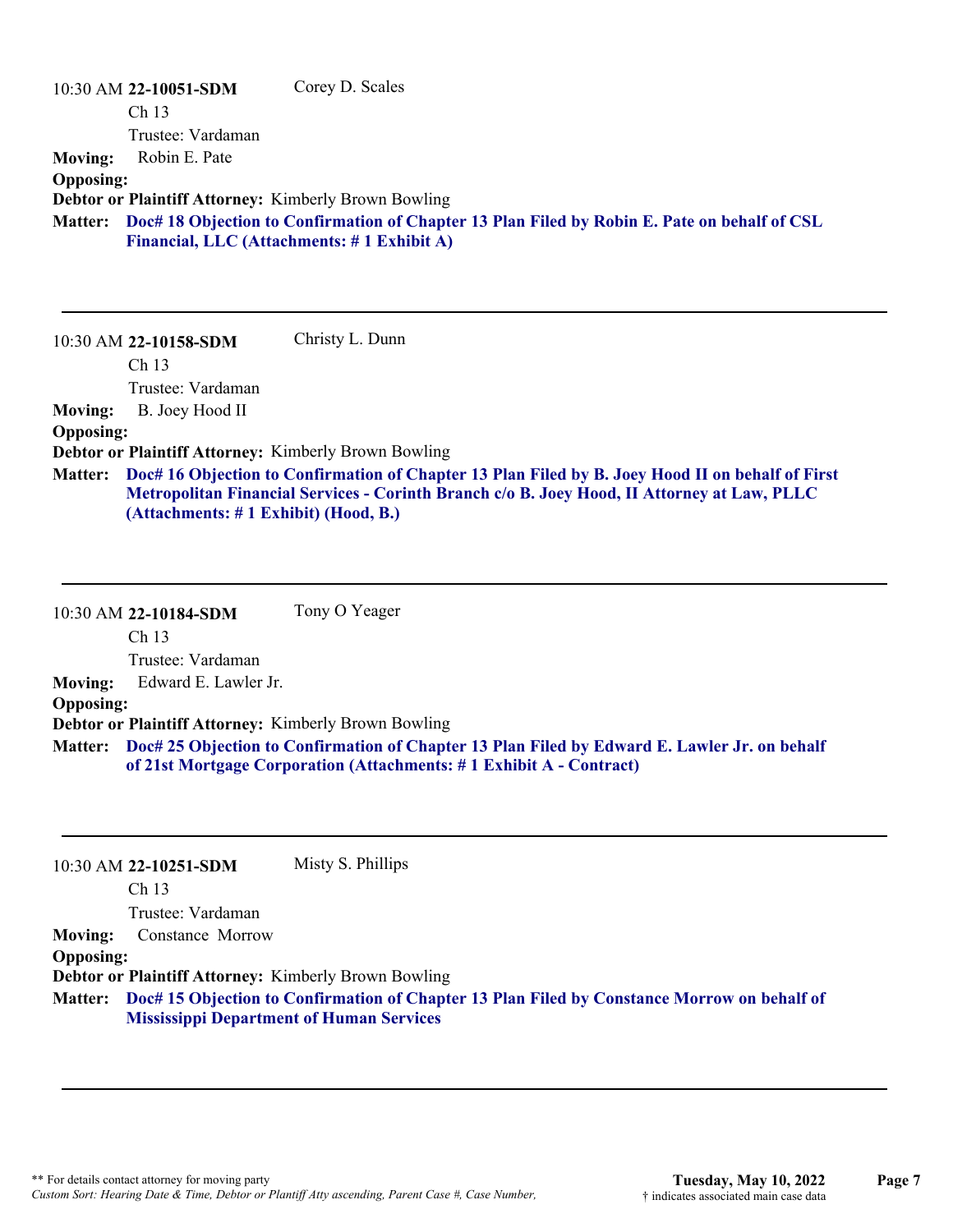10:30 AM **22-10051-SDM** Corey D. Scales
Ch 13
Trustee: Vardaman

**Moving:** Robin E. Pate
**Opposing:**
**Debtor or Plaintiff Attorney:** Kimberly Brown Bowling
**Matter:** **Doc# 18 Objection to Confirmation of Chapter 13 Plan Filed by Robin E. Pate on behalf of CSL Financial, LLC (Attachments: # 1 Exhibit A)**

---

10:30 AM **22-10158-SDM** Christy L. Dunn
Ch 13
Trustee: Vardaman

**Moving:** B. Joey Hood II
**Opposing:**
**Debtor or Plaintiff Attorney:** Kimberly Brown Bowling
**Matter:** **Doc# 16 Objection to Confirmation of Chapter 13 Plan Filed by B. Joey Hood II on behalf of First Metropolitan Financial Services - Corinth Branch c/o B. Joey Hood, II Attorney at Law, PLLC (Attachments: # 1 Exhibit) (Hood, B.)**

---

10:30 AM **22-10184-SDM** Tony O Yeager
Ch 13
Trustee: Vardaman

**Moving:** Edward E. Lawler Jr.
**Opposing:**
**Debtor or Plaintiff Attorney:** Kimberly Brown Bowling
**Matter:** **Doc# 25 Objection to Confirmation of Chapter 13 Plan Filed by Edward E. Lawler Jr. on behalf of 21st Mortgage Corporation (Attachments: # 1 Exhibit A - Contract)**

---

10:30 AM **22-10251-SDM** Misty S. Phillips
Ch 13
Trustee: Vardaman

**Moving:** Constance Morrow
**Opposing:**
**Debtor or Plaintiff Attorney:** Kimberly Brown Bowling
**Matter:** **Doc# 15 Objection to Confirmation of Chapter 13 Plan Filed by Constance Morrow on behalf of Mississippi Department of Human Services**

---

** For details contact attorney for moving party
*Custom Sort: Hearing Date & Time, Debtor or Plantiff Atty ascending, Parent Case #, Case Number,*

**Tuesday, May 10, 2022**
† indicates associated main case data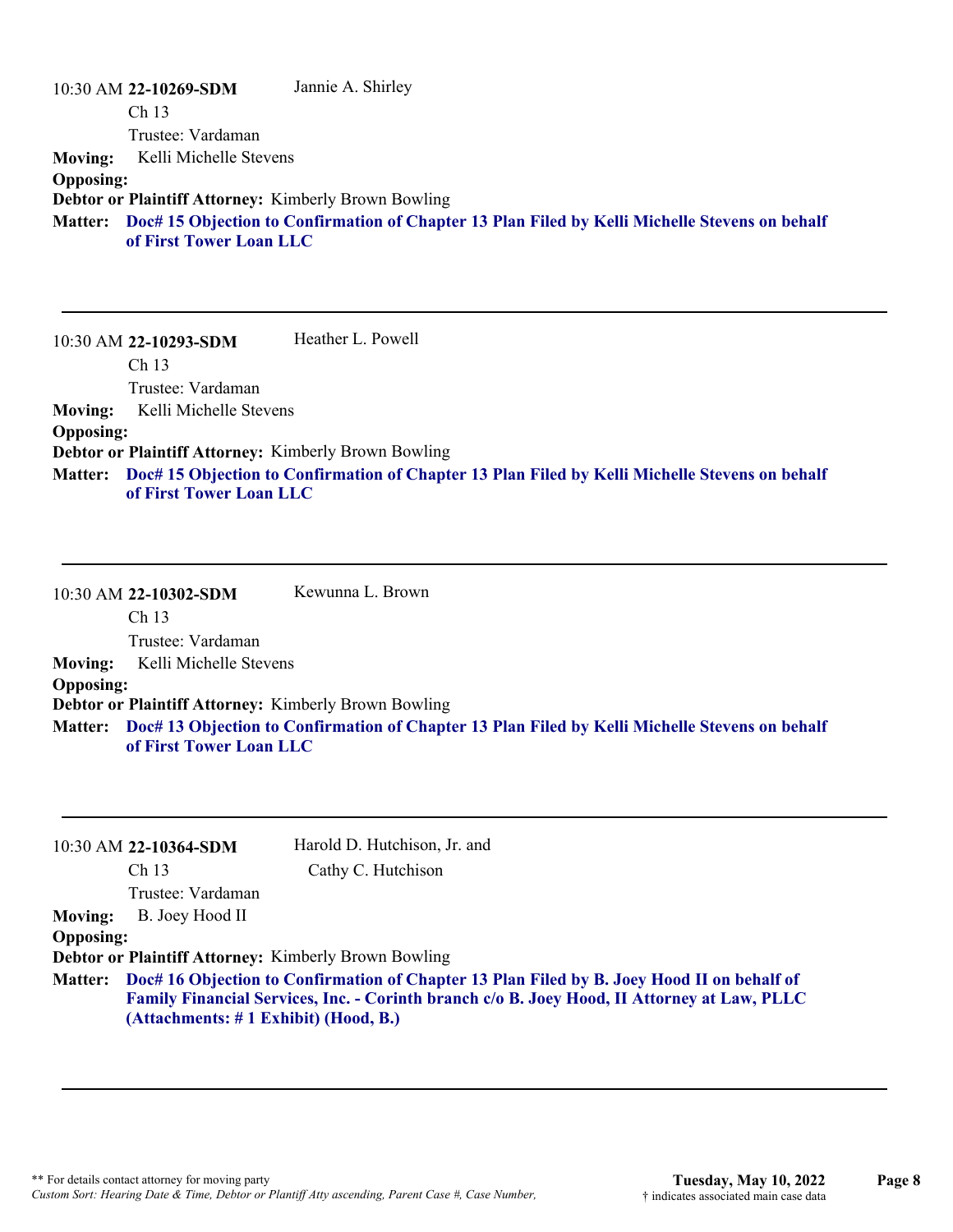10:30 AM **22-10269-SDM** Jannie A. Shirley

Ch 13

Trustee: Vardaman

**Moving:** Kelli Michelle Stevens

**Opposing:**

**Debtor or Plaintiff Attorney:** Kimberly Brown Bowling

**Matter:** **Doc# 15 Objection to Confirmation of Chapter 13 Plan Filed by Kelli Michelle Stevens on behalf of First Tower Loan LLC**

---

10:30 AM **22-10293-SDM** Heather L. Powell

Ch 13

Trustee: Vardaman

**Moving:** Kelli Michelle Stevens

**Opposing:**

**Debtor or Plaintiff Attorney:** Kimberly Brown Bowling

**Matter:** **Doc# 15 Objection to Confirmation of Chapter 13 Plan Filed by Kelli Michelle Stevens on behalf of First Tower Loan LLC**

---

10:30 AM **22-10302-SDM** Kewunna L. Brown

Ch 13

Trustee: Vardaman

**Moving:** Kelli Michelle Stevens

**Opposing:**

**Debtor or Plaintiff Attorney:** Kimberly Brown Bowling

**Matter:** **Doc# 13 Objection to Confirmation of Chapter 13 Plan Filed by Kelli Michelle Stevens on behalf of First Tower Loan LLC**

---

10:30 AM **22-10364-SDM** Harold D. Hutchison, Jr. and Cathy C. Hutchison

Ch 13

Trustee: Vardaman

**Moving:** B. Joey Hood II

**Opposing:**

**Debtor or Plaintiff Attorney:** Kimberly Brown Bowling

**Matter:** **Doc# 16 Objection to Confirmation of Chapter 13 Plan Filed by B. Joey Hood II on behalf of Family Financial Services, Inc. - Corinth branch c/o B. Joey Hood, II Attorney at Law, PLLC (Attachments: # 1 Exhibit) (Hood, B.)**

---

** For details contact attorney for moving party

*Custom Sort: Hearing Date & Time, Debtor or Plantiff Atty ascending, Parent Case #, Case Number,*

**Tuesday, May 10, 2022**

† indicates associated main case data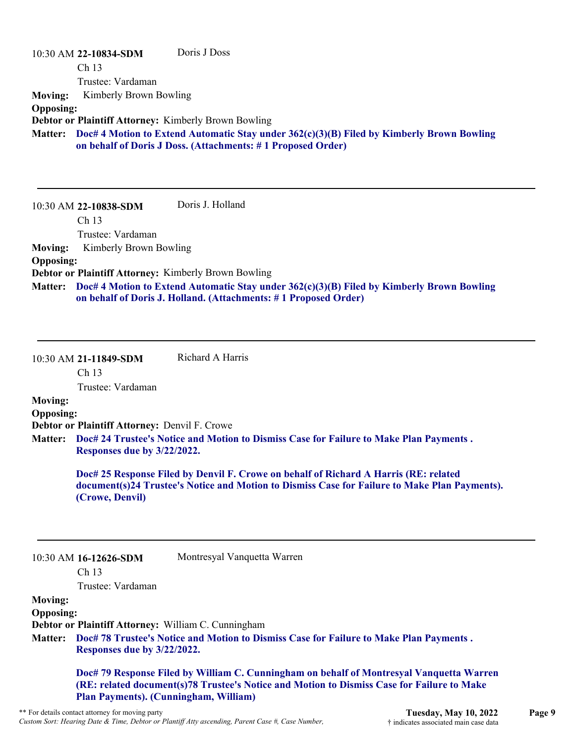10:30 AM **22-10834-SDM** Doris J Doss
Ch 13
Trustee: Vardaman

**Moving:** Kimberly Brown Bowling

**Opposing:**

**Debtor or Plaintiff Attorney:** Kimberly Brown Bowling

**Matter:** **Doc# 4 Motion to Extend Automatic Stay under 362(c)(3)(B) Filed by Kimberly Brown Bowling on behalf of Doris J Doss. (Attachments: # 1 Proposed Order)**

---

10:30 AM **22-10838-SDM** Doris J. Holland
Ch 13
Trustee: Vardaman

**Moving:** Kimberly Brown Bowling

**Opposing:**

**Debtor or Plaintiff Attorney:** Kimberly Brown Bowling

**Matter:** **Doc# 4 Motion to Extend Automatic Stay under 362(c)(3)(B) Filed by Kimberly Brown Bowling on behalf of Doris J. Holland. (Attachments: # 1 Proposed Order)**

---

10:30 AM **21-11849-SDM** Richard A Harris
Ch 13
Trustee: Vardaman

**Moving:**

**Opposing:**

**Debtor or Plaintiff Attorney:** Denvil F. Crowe

**Matter:** **Doc# 24 Trustee's Notice and Motion to Dismiss Case for Failure to Make Plan Payments . Responses due by 3/22/2022.**

**Doc# 25 Response Filed by Denvil F. Crowe on behalf of Richard A Harris (RE: related document(s)24 Trustee's Notice and Motion to Dismiss Case for Failure to Make Plan Payments). (Crowe, Denvil)**

---

10:30 AM **16-12626-SDM** Montresyal Vanquetta Warren
Ch 13
Trustee: Vardaman

**Moving:**

**Opposing:**

**Debtor or Plaintiff Attorney:** William C. Cunningham

**Matter:** **Doc# 78 Trustee's Notice and Motion to Dismiss Case for Failure to Make Plan Payments . Responses due by 3/22/2022.**

**Doc# 79 Response Filed by William C. Cunningham on behalf of Montresyal Vanquetta Warren (RE: related document(s)78 Trustee's Notice and Motion to Dismiss Case for Failure to Make Plan Payments). (Cunningham, William)**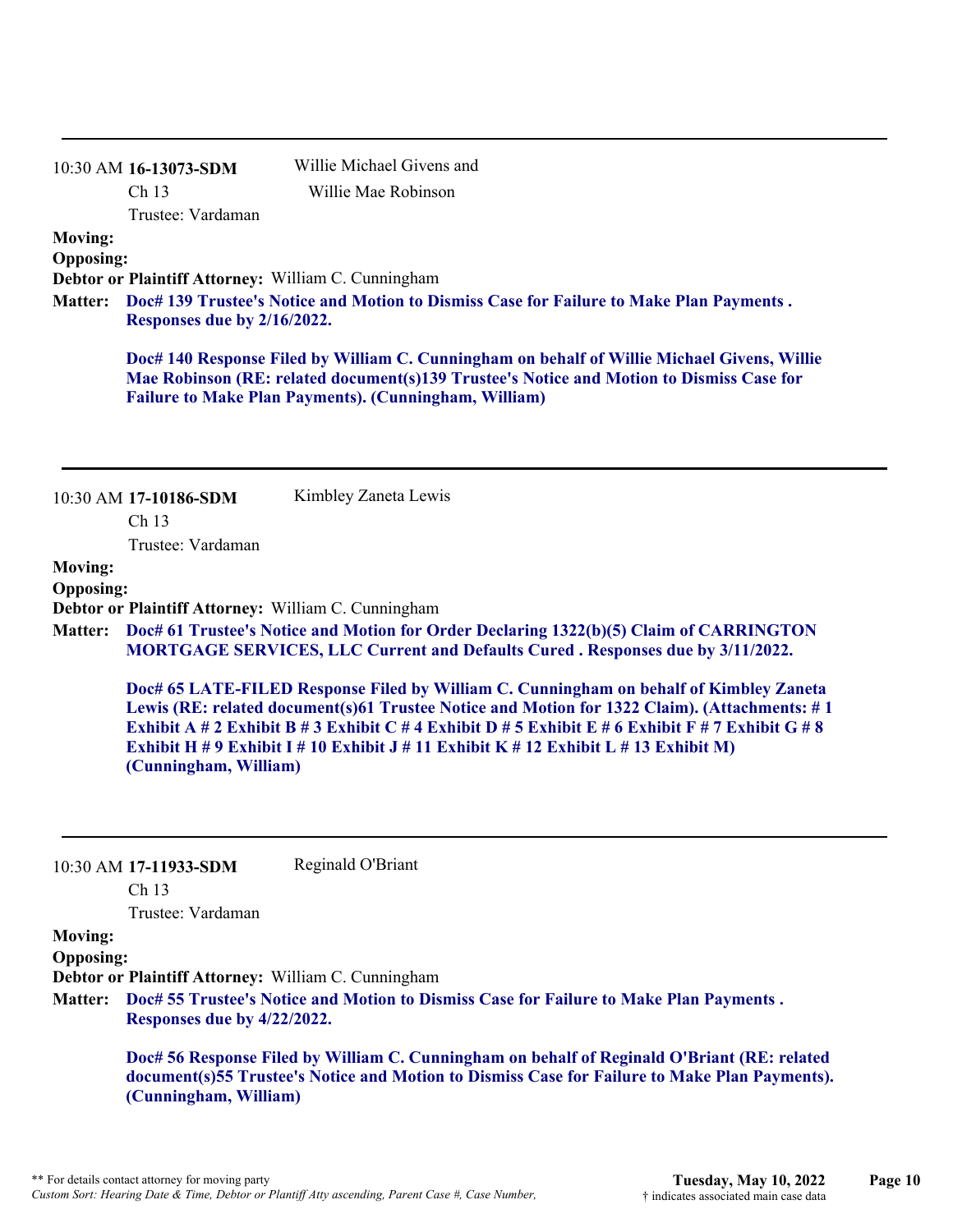---

10:30 AM **16-13073-SDM** Willie Michael Givens and Willie Mae Robinson

Ch 13

Trustee: Vardaman

**Moving:**

**Opposing:**

**Debtor or Plaintiff Attorney:** William C. Cunningham

**Matter:** **Doc# 139 Trustee's Notice and Motion to Dismiss Case for Failure to Make Plan Payments . Responses due by 2/16/2022.**

**Doc# 140 Response Filed by William C. Cunningham on behalf of Willie Michael Givens, Willie Mae Robinson (RE: related document(s)139 Trustee's Notice and Motion to Dismiss Case for Failure to Make Plan Payments). (Cunningham, William)**

---

10:30 AM **17-10186-SDM** Kimbley Zaneta Lewis

Ch 13

Trustee: Vardaman

**Moving:**

**Opposing:**

**Debtor or Plaintiff Attorney:** William C. Cunningham

**Matter:** **Doc# 61 Trustee's Notice and Motion for Order Declaring 1322(b)(5) Claim of CARRINGTON MORTGAGE SERVICES, LLC Current and Defaults Cured . Responses due by 3/11/2022.**

**Doc# 65 LATE-FILED Response Filed by William C. Cunningham on behalf of Kimbley Zaneta Lewis (RE: related document(s)61 Trustee Notice and Motion for 1322 Claim). (Attachments: # 1 Exhibit A # 2 Exhibit B # 3 Exhibit C # 4 Exhibit D # 5 Exhibit E # 6 Exhibit F # 7 Exhibit G # 8 Exhibit H # 9 Exhibit I # 10 Exhibit J # 11 Exhibit K # 12 Exhibit L # 13 Exhibit M) (Cunningham, William)**

---

10:30 AM **17-11933-SDM** Reginald O'Briant

Ch 13

Trustee: Vardaman

**Moving:**

**Opposing:**

**Debtor or Plaintiff Attorney:** William C. Cunningham

**Matter:** **Doc# 55 Trustee's Notice and Motion to Dismiss Case for Failure to Make Plan Payments . Responses due by 4/22/2022.**

**Doc# 56 Response Filed by William C. Cunningham on behalf of Reginald O'Briant (RE: related document(s)55 Trustee's Notice and Motion to Dismiss Case for Failure to Make Plan Payments). (Cunningham, William)**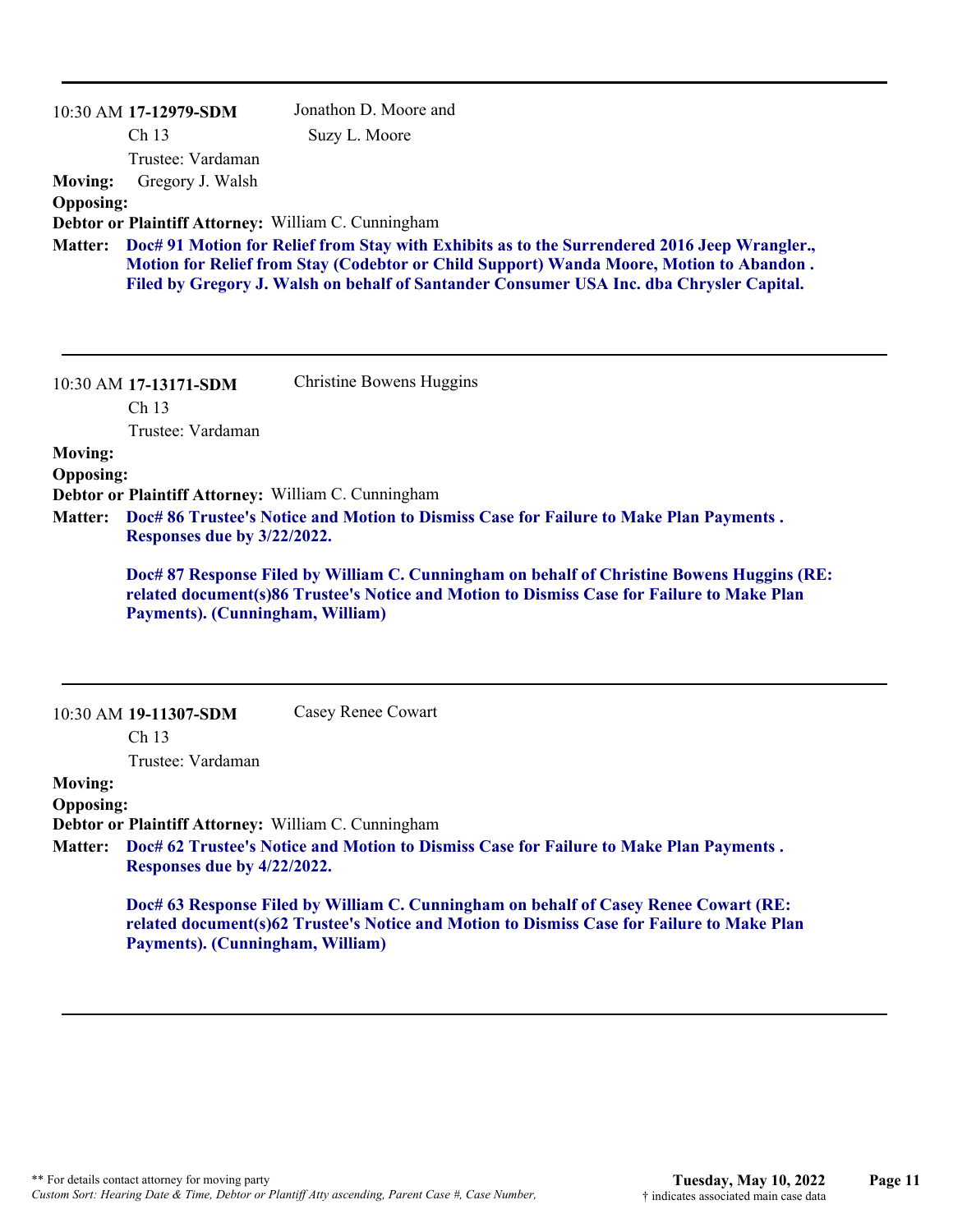---

10:30 AM **17-12979-SDM** Jonathon D. Moore and Suzy L. Moore

Ch 13

Trustee: Vardaman

**Moving:** Gregory J. Walsh

**Opposing:**

**Debtor or Plaintiff Attorney:** William C. Cunningham

**Matter:** **Doc# 91 Motion for Relief from Stay with Exhibits as to the Surrendered 2016 Jeep Wrangler., Motion for Relief from Stay (Codebtor or Child Support) Wanda Moore, Motion to Abandon . Filed by Gregory J. Walsh on behalf of Santander Consumer USA Inc. dba Chrysler Capital.**

---

10:30 AM **17-13171-SDM** Christine Bowens Huggins

Ch 13

Trustee: Vardaman

**Moving:**

**Opposing:**

**Debtor or Plaintiff Attorney:** William C. Cunningham

**Matter:** **Doc# 86 Trustee's Notice and Motion to Dismiss Case for Failure to Make Plan Payments . Responses due by 3/22/2022.**

**Doc# 87 Response Filed by William C. Cunningham on behalf of Christine Bowens Huggins (RE: related document(s)86 Trustee's Notice and Motion to Dismiss Case for Failure to Make Plan Payments). (Cunningham, William)**

---

10:30 AM **19-11307-SDM** Casey Renee Cowart

Ch 13

Trustee: Vardaman

**Moving:**

**Opposing:**

**Debtor or Plaintiff Attorney:** William C. Cunningham

**Matter:** **Doc# 62 Trustee's Notice and Motion to Dismiss Case for Failure to Make Plan Payments . Responses due by 4/22/2022.**

**Doc# 63 Response Filed by William C. Cunningham on behalf of Casey Renee Cowart (RE: related document(s)62 Trustee's Notice and Motion to Dismiss Case for Failure to Make Plan Payments). (Cunningham, William)**

---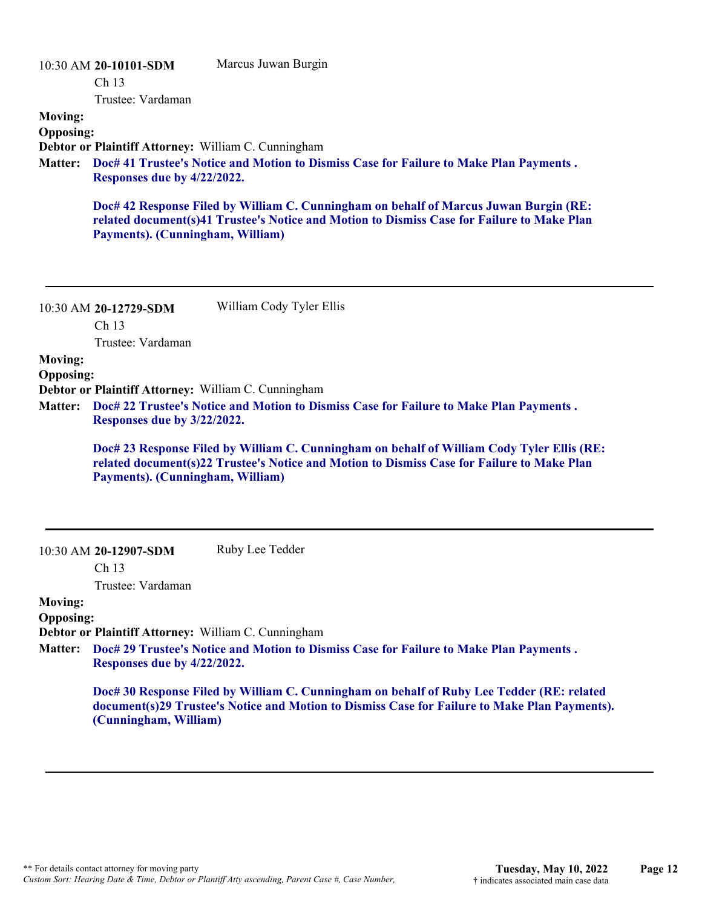10:30 AM **20-10101-SDM** Marcus Juwan Burgin

Ch 13

Trustee: Vardaman

**Moving:**

**Opposing:**

**Debtor or Plaintiff Attorney:** William C. Cunningham

**Matter:** **Doc# 41 Trustee's Notice and Motion to Dismiss Case for Failure to Make Plan Payments . Responses due by 4/22/2022.**

**Doc# 42 Response Filed by William C. Cunningham on behalf of Marcus Juwan Burgin (RE: related document(s)41 Trustee's Notice and Motion to Dismiss Case for Failure to Make Plan Payments). (Cunningham, William)**

---

10:30 AM **20-12729-SDM** William Cody Tyler Ellis

Ch 13

Trustee: Vardaman

**Moving:**

**Opposing:**

**Debtor or Plaintiff Attorney:** William C. Cunningham

**Matter:** **Doc# 22 Trustee's Notice and Motion to Dismiss Case for Failure to Make Plan Payments . Responses due by 3/22/2022.**

**Doc# 23 Response Filed by William C. Cunningham on behalf of William Cody Tyler Ellis (RE: related document(s)22 Trustee's Notice and Motion to Dismiss Case for Failure to Make Plan Payments). (Cunningham, William)**

---

10:30 AM **20-12907-SDM** Ruby Lee Tedder

Ch 13

Trustee: Vardaman

**Moving:**

**Opposing:**

**Debtor or Plaintiff Attorney:** William C. Cunningham

**Matter:** **Doc# 29 Trustee's Notice and Motion to Dismiss Case for Failure to Make Plan Payments . Responses due by 4/22/2022.**

**Doc# 30 Response Filed by William C. Cunningham on behalf of Ruby Lee Tedder (RE: related document(s)29 Trustee's Notice and Motion to Dismiss Case for Failure to Make Plan Payments). (Cunningham, William)**

---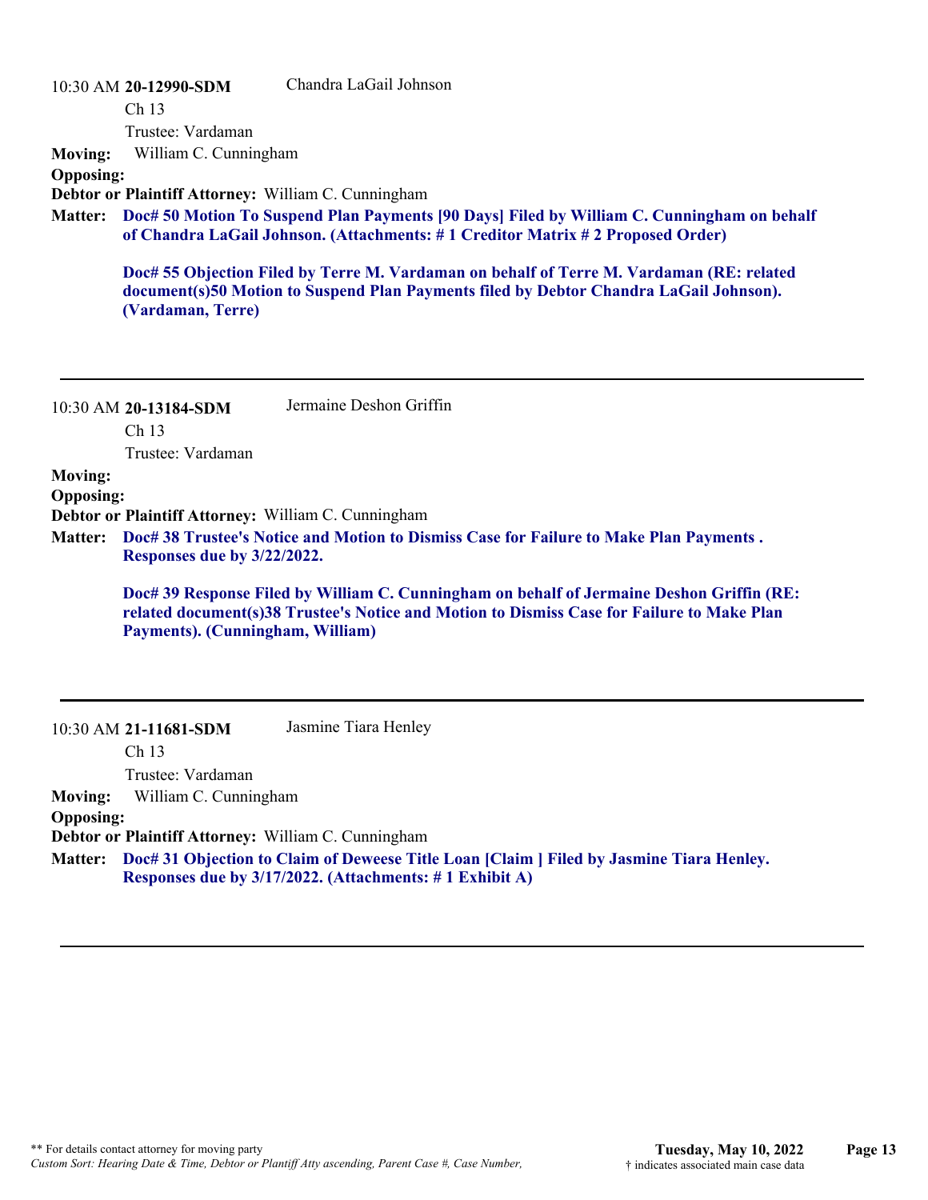10:30 AM **20-12990-SDM** Chandra LaGail Johnson

Ch 13

Trustee: Vardaman

**Moving:** William C. Cunningham

**Opposing:**

**Debtor or Plaintiff Attorney:** William C. Cunningham

**Matter:** **Doc# 50 Motion To Suspend Plan Payments [90 Days] Filed by William C. Cunningham on behalf of Chandra LaGail Johnson. (Attachments: # 1 Creditor Matrix # 2 Proposed Order)**

**Doc# 55 Objection Filed by Terre M. Vardaman on behalf of Terre M. Vardaman (RE: related document(s)50 Motion to Suspend Plan Payments filed by Debtor Chandra LaGail Johnson). (Vardaman, Terre)**

---

10:30 AM **20-13184-SDM** Jermaine Deshon Griffin

Ch 13

Trustee: Vardaman

**Moving:**

**Opposing:**

**Debtor or Plaintiff Attorney:** William C. Cunningham

**Matter:** **Doc# 38 Trustee's Notice and Motion to Dismiss Case for Failure to Make Plan Payments . Responses due by 3/22/2022.**

**Doc# 39 Response Filed by William C. Cunningham on behalf of Jermaine Deshon Griffin (RE: related document(s)38 Trustee's Notice and Motion to Dismiss Case for Failure to Make Plan Payments). (Cunningham, William)**

---

10:30 AM **21-11681-SDM** Jasmine Tiara Henley

Ch 13

Trustee: Vardaman

**Moving:** William C. Cunningham

**Opposing:**

**Debtor or Plaintiff Attorney:** William C. Cunningham

**Matter:** **Doc# 31 Objection to Claim of Deweese Title Loan [Claim ] Filed by Jasmine Tiara Henley. Responses due by 3/17/2022. (Attachments: # 1 Exhibit A)**

---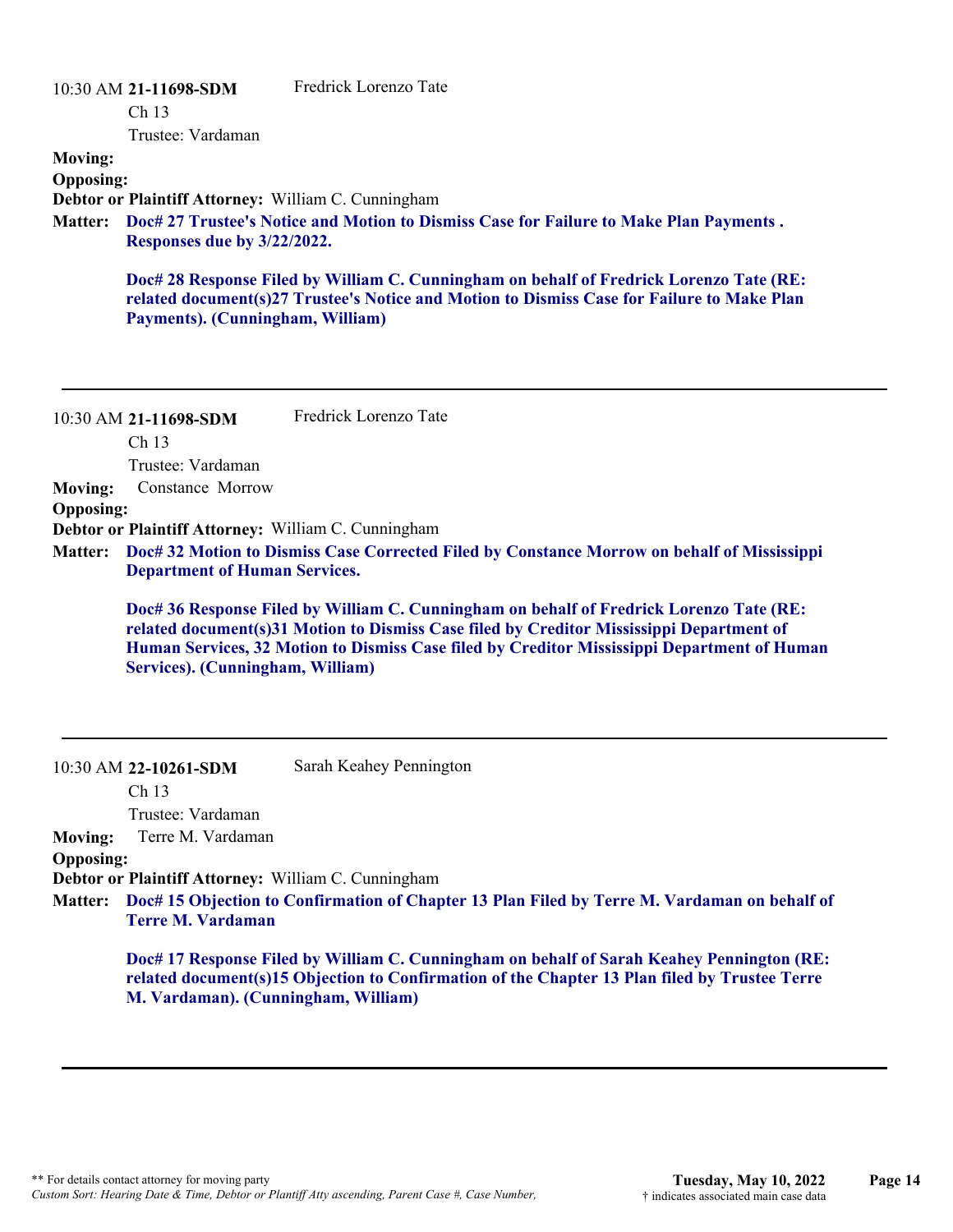10:30 AM **21-11698-SDM** Fredrick Lorenzo Tate
Ch 13
Trustee: Vardaman

**Moving:**
**Opposing:**
**Debtor or Plaintiff Attorney:** William C. Cunningham
**Matter:** **Doc# 27 Trustee's Notice and Motion to Dismiss Case for Failure to Make Plan Payments . Responses due by 3/22/2022.**

**Doc# 28 Response Filed by William C. Cunningham on behalf of Fredrick Lorenzo Tate (RE: related document(s)27 Trustee's Notice and Motion to Dismiss Case for Failure to Make Plan Payments). (Cunningham, William)**

---

10:30 AM **21-11698-SDM** Fredrick Lorenzo Tate
Ch 13
Trustee: Vardaman

**Moving:** Constance Morrow
**Opposing:**
**Debtor or Plaintiff Attorney:** William C. Cunningham
**Matter:** **Doc# 32 Motion to Dismiss Case Corrected Filed by Constance Morrow on behalf of Mississippi Department of Human Services.**

**Doc# 36 Response Filed by William C. Cunningham on behalf of Fredrick Lorenzo Tate (RE: related document(s)31 Motion to Dismiss Case filed by Creditor Mississippi Department of Human Services, 32 Motion to Dismiss Case filed by Creditor Mississippi Department of Human Services). (Cunningham, William)**

---

10:30 AM **22-10261-SDM** Sarah Keahey Pennington
Ch 13
Trustee: Vardaman

**Moving:** Terre M. Vardaman
**Opposing:**
**Debtor or Plaintiff Attorney:** William C. Cunningham
**Matter:** **Doc# 15 Objection to Confirmation of Chapter 13 Plan Filed by Terre M. Vardaman on behalf of Terre M. Vardaman**

**Doc# 17 Response Filed by William C. Cunningham on behalf of Sarah Keahey Pennington (RE: related document(s)15 Objection to Confirmation of the Chapter 13 Plan filed by Trustee Terre M. Vardaman). (Cunningham, William)**

---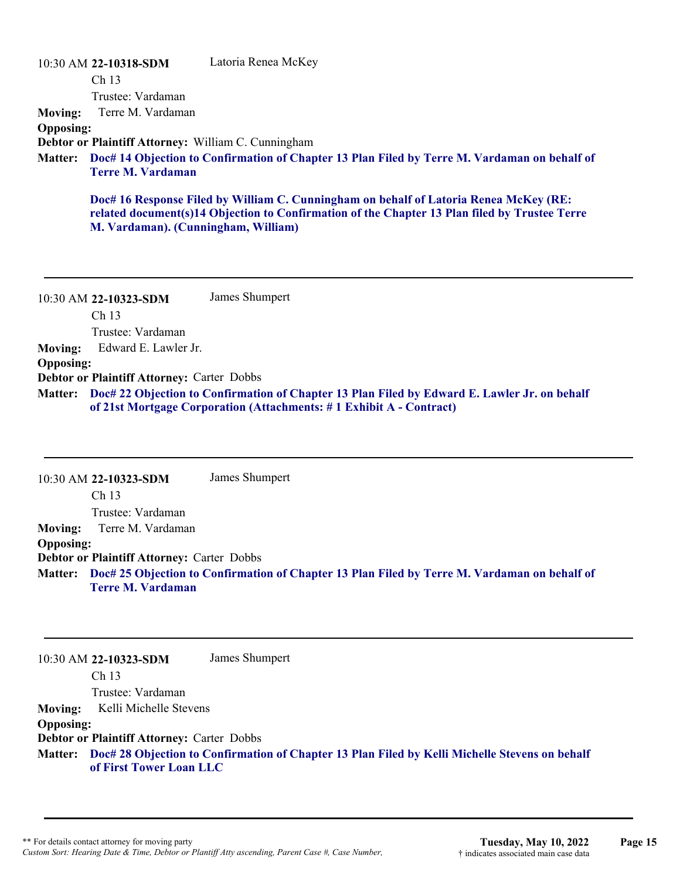10:30 AM **22-10318-SDM** Latoria Renea McKey

Ch 13

Trustee: Vardaman

**Moving:** Terre M. Vardaman

**Opposing:**

**Debtor or Plaintiff Attorney:** William C. Cunningham

**Matter:** **Doc# 14 Objection to Confirmation of Chapter 13 Plan Filed by Terre M. Vardaman on behalf of Terre M. Vardaman**

**Doc# 16 Response Filed by William C. Cunningham on behalf of Latoria Renea McKey (RE: related document(s)14 Objection to Confirmation of the Chapter 13 Plan filed by Trustee Terre M. Vardaman). (Cunningham, William)**

---

10:30 AM **22-10323-SDM** James Shumpert

Ch 13

Trustee: Vardaman

**Moving:** Edward E. Lawler Jr.

**Opposing:**

**Debtor or Plaintiff Attorney:** Carter Dobbs

**Matter:** **Doc# 22 Objection to Confirmation of Chapter 13 Plan Filed by Edward E. Lawler Jr. on behalf of 21st Mortgage Corporation (Attachments: # 1 Exhibit A - Contract)**

---

10:30 AM **22-10323-SDM** James Shumpert

Ch 13

Trustee: Vardaman

**Moving:** Terre M. Vardaman

**Opposing:**

**Debtor or Plaintiff Attorney:** Carter Dobbs

**Matter:** **Doc# 25 Objection to Confirmation of Chapter 13 Plan Filed by Terre M. Vardaman on behalf of Terre M. Vardaman**

---

10:30 AM **22-10323-SDM** James Shumpert

Ch 13

Trustee: Vardaman

**Moving:** Kelli Michelle Stevens

**Opposing:**

**Debtor or Plaintiff Attorney:** Carter Dobbs

**Matter:** **Doc# 28 Objection to Confirmation of Chapter 13 Plan Filed by Kelli Michelle Stevens on behalf of First Tower Loan LLC**

---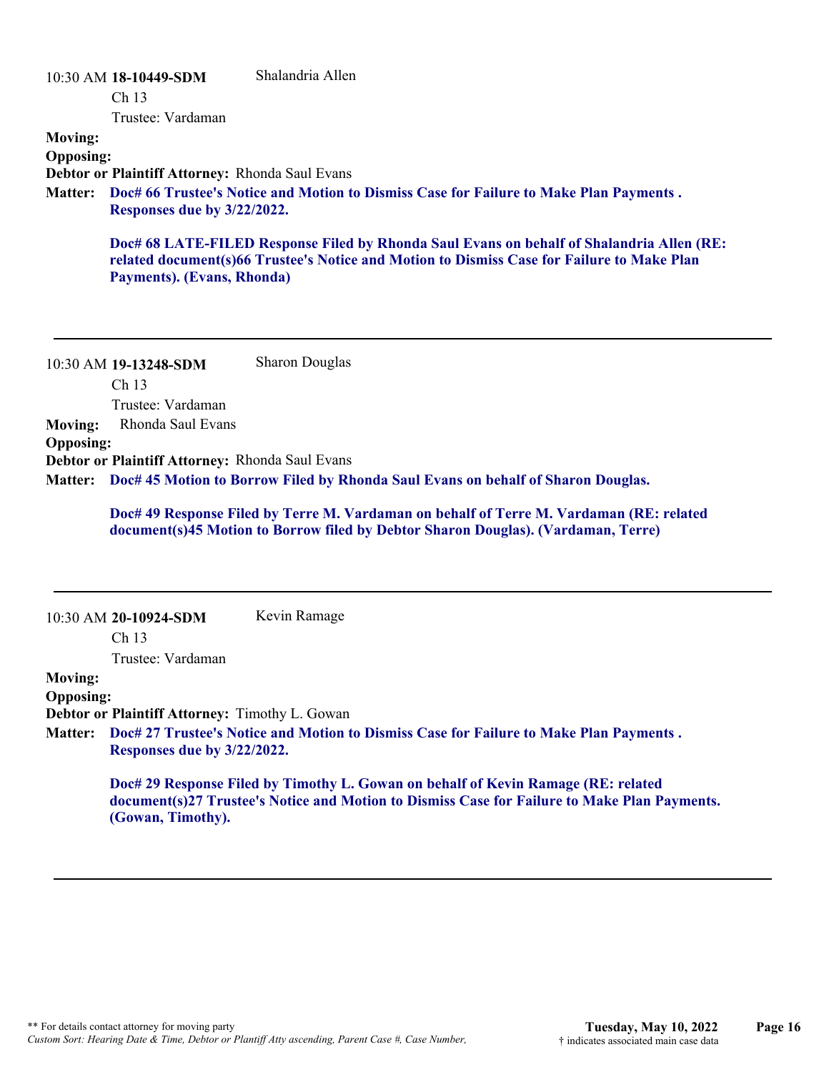10:30 AM **18-10449-SDM** Shalandria Allen

Ch 13

Trustee: Vardaman

**Moving:**

**Opposing:**

**Debtor or Plaintiff Attorney:** Rhonda Saul Evans

**Matter:** **Doc# 66 Trustee's Notice and Motion to Dismiss Case for Failure to Make Plan Payments . Responses due by 3/22/2022.**

**Doc# 68 LATE-FILED Response Filed by Rhonda Saul Evans on behalf of Shalandria Allen (RE: related document(s)66 Trustee's Notice and Motion to Dismiss Case for Failure to Make Plan Payments). (Evans, Rhonda)**

---

10:30 AM **19-13248-SDM** Sharon Douglas

Ch 13

Trustee: Vardaman

**Moving:** Rhonda Saul Evans

**Opposing:**

**Debtor or Plaintiff Attorney:** Rhonda Saul Evans

**Matter:** **Doc# 45 Motion to Borrow Filed by Rhonda Saul Evans on behalf of Sharon Douglas.**

**Doc# 49 Response Filed by Terre M. Vardaman on behalf of Terre M. Vardaman (RE: related document(s)45 Motion to Borrow filed by Debtor Sharon Douglas). (Vardaman, Terre)**

---

10:30 AM **20-10924-SDM** Kevin Ramage

Ch 13

Trustee: Vardaman

**Moving:**

**Opposing:**

**Debtor or Plaintiff Attorney:** Timothy L. Gowan

**Matter:** **Doc# 27 Trustee's Notice and Motion to Dismiss Case for Failure to Make Plan Payments . Responses due by 3/22/2022.**

**Doc# 29 Response Filed by Timothy L. Gowan on behalf of Kevin Ramage (RE: related document(s)27 Trustee's Notice and Motion to Dismiss Case for Failure to Make Plan Payments. (Gowan, Timothy).**

---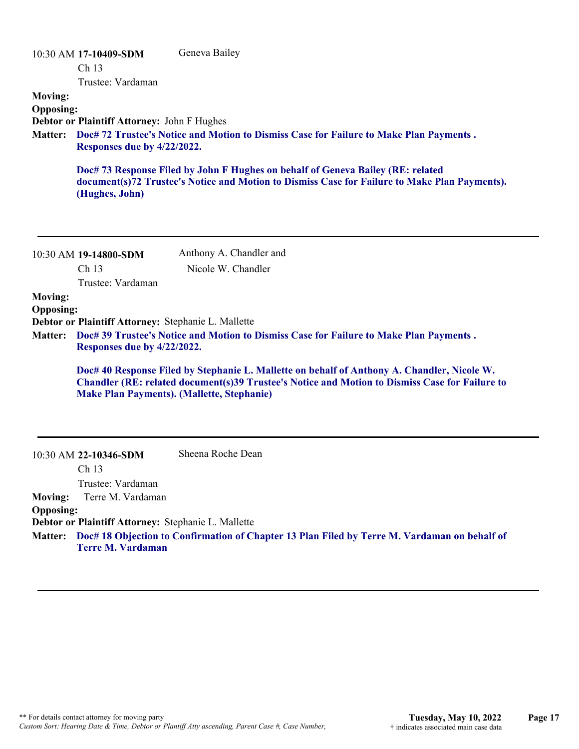10:30 AM **17-10409-SDM** Geneva Bailey

Ch 13

Trustee: Vardaman

**Moving:**

**Opposing:**

**Debtor or Plaintiff Attorney:** John F Hughes

**Matter:** **Doc# 72 Trustee's Notice and Motion to Dismiss Case for Failure to Make Plan Payments . Responses due by 4/22/2022.**

**Doc# 73 Response Filed by John F Hughes on behalf of Geneva Bailey (RE: related document(s)72 Trustee's Notice and Motion to Dismiss Case for Failure to Make Plan Payments). (Hughes, John)**

---

10:30 AM **19-14800-SDM** Anthony A. Chandler and Nicole W. Chandler

Ch 13

Trustee: Vardaman

**Moving:**

**Opposing:**

**Debtor or Plaintiff Attorney:** Stephanie L. Mallette

**Matter:** **Doc# 39 Trustee's Notice and Motion to Dismiss Case for Failure to Make Plan Payments . Responses due by 4/22/2022.**

**Doc# 40 Response Filed by Stephanie L. Mallette on behalf of Anthony A. Chandler, Nicole W. Chandler (RE: related document(s)39 Trustee's Notice and Motion to Dismiss Case for Failure to Make Plan Payments). (Mallette, Stephanie)**

---

10:30 AM **22-10346-SDM** Sheena Roche Dean

Ch 13

Trustee: Vardaman

**Moving:** Terre M. Vardaman

**Opposing:**

**Debtor or Plaintiff Attorney:** Stephanie L. Mallette

**Matter:** **Doc# 18 Objection to Confirmation of Chapter 13 Plan Filed by Terre M. Vardaman on behalf of Terre M. Vardaman**

---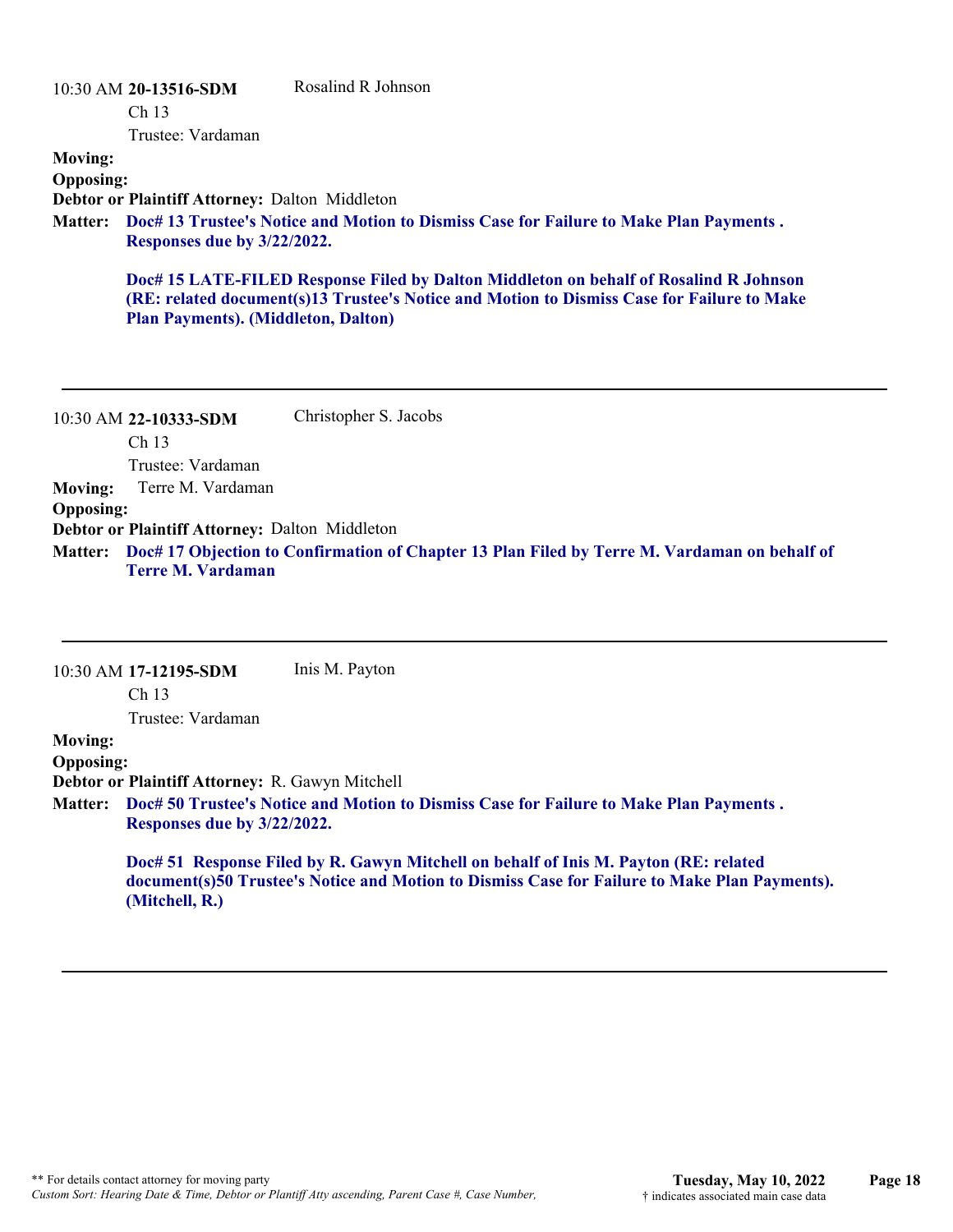10:30 AM **20-13516-SDM** Rosalind R Johnson

Ch 13

Trustee: Vardaman

**Moving:**

**Opposing:**

**Debtor or Plaintiff Attorney:** Dalton Middleton

**Matter:** **Doc# 13 Trustee's Notice and Motion to Dismiss Case for Failure to Make Plan Payments . Responses due by 3/22/2022.**

**Doc# 15 LATE-FILED Response Filed by Dalton Middleton on behalf of Rosalind R Johnson (RE: related document(s)13 Trustee's Notice and Motion to Dismiss Case for Failure to Make Plan Payments). (Middleton, Dalton)**

---

10:30 AM **22-10333-SDM** Christopher S. Jacobs

Ch 13

Trustee: Vardaman

**Moving:** Terre M. Vardaman

**Opposing:**

**Debtor or Plaintiff Attorney:** Dalton Middleton

**Matter:** **Doc# 17 Objection to Confirmation of Chapter 13 Plan Filed by Terre M. Vardaman on behalf of Terre M. Vardaman**

---

10:30 AM **17-12195-SDM** Inis M. Payton

Ch 13

Trustee: Vardaman

**Moving:**

**Opposing:**

**Debtor or Plaintiff Attorney:** R. Gawyn Mitchell

**Matter:** **Doc# 50 Trustee's Notice and Motion to Dismiss Case for Failure to Make Plan Payments . Responses due by 3/22/2022.**

**Doc# 51 Response Filed by R. Gawyn Mitchell on behalf of Inis M. Payton (RE: related document(s)50 Trustee's Notice and Motion to Dismiss Case for Failure to Make Plan Payments). (Mitchell, R.)**

---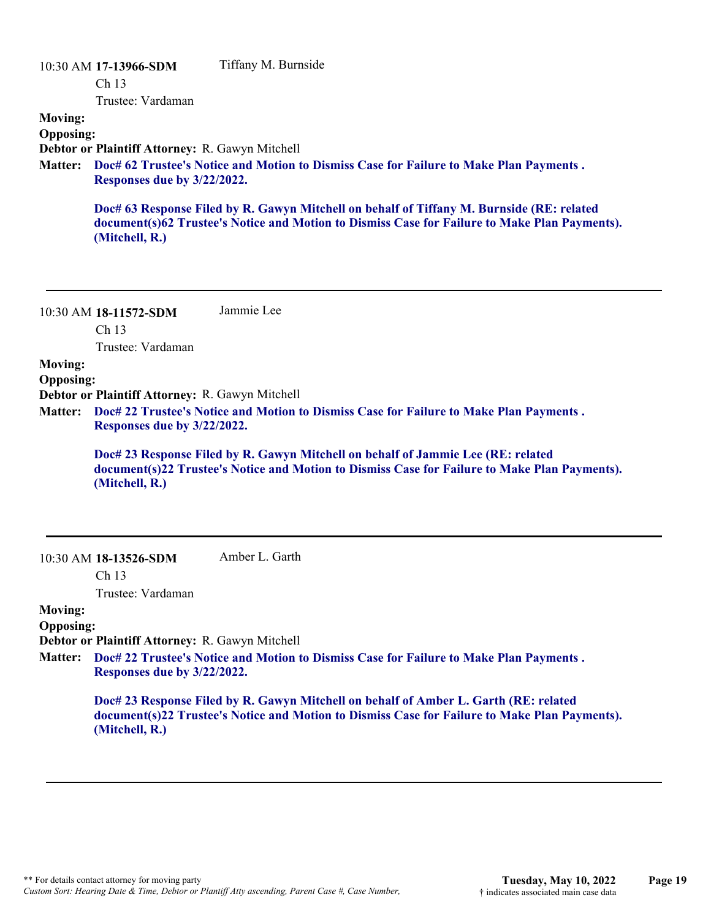10:30 AM **17-13966-SDM** Tiffany M. Burnside

Ch 13

Trustee: Vardaman

**Moving:**

**Opposing:**

**Debtor or Plaintiff Attorney:** R. Gawyn Mitchell

**Matter:** **Doc# 62 Trustee's Notice and Motion to Dismiss Case for Failure to Make Plan Payments . Responses due by 3/22/2022.**

**Doc# 63 Response Filed by R. Gawyn Mitchell on behalf of Tiffany M. Burnside (RE: related document(s)62 Trustee's Notice and Motion to Dismiss Case for Failure to Make Plan Payments). (Mitchell, R.)**

---

10:30 AM **18-11572-SDM** Jammie Lee

Ch 13

Trustee: Vardaman

**Moving:**

**Opposing:**

**Debtor or Plaintiff Attorney:** R. Gawyn Mitchell

**Matter:** **Doc# 22 Trustee's Notice and Motion to Dismiss Case for Failure to Make Plan Payments . Responses due by 3/22/2022.**

**Doc# 23 Response Filed by R. Gawyn Mitchell on behalf of Jammie Lee (RE: related document(s)22 Trustee's Notice and Motion to Dismiss Case for Failure to Make Plan Payments). (Mitchell, R.)**

---

10:30 AM **18-13526-SDM** Amber L. Garth

Ch 13

Trustee: Vardaman

**Moving:**

**Opposing:**

**Debtor or Plaintiff Attorney:** R. Gawyn Mitchell

**Matter:** **Doc# 22 Trustee's Notice and Motion to Dismiss Case for Failure to Make Plan Payments . Responses due by 3/22/2022.**

**Doc# 23 Response Filed by R. Gawyn Mitchell on behalf of Amber L. Garth (RE: related document(s)22 Trustee's Notice and Motion to Dismiss Case for Failure to Make Plan Payments). (Mitchell, R.)**

---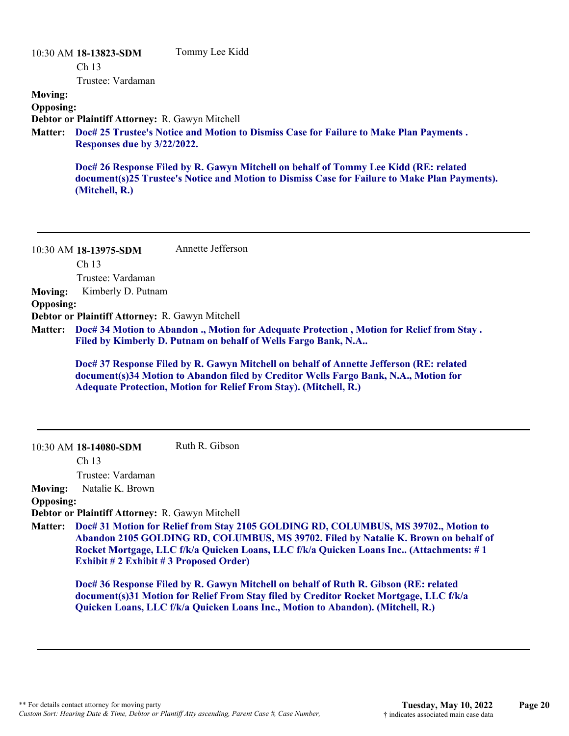10:30 AM **18-13823-SDM** Tommy Lee Kidd

Ch 13

Trustee: Vardaman

**Moving:**

**Opposing:**

**Debtor or Plaintiff Attorney:** R. Gawyn Mitchell

**Matter:** **Doc# 25 Trustee's Notice and Motion to Dismiss Case for Failure to Make Plan Payments . Responses due by 3/22/2022.**

**Doc# 26 Response Filed by R. Gawyn Mitchell on behalf of Tommy Lee Kidd (RE: related document(s)25 Trustee's Notice and Motion to Dismiss Case for Failure to Make Plan Payments). (Mitchell, R.)**

---

10:30 AM **18-13975-SDM** Annette Jefferson

Ch 13

Trustee: Vardaman

**Moving:** Kimberly D. Putnam

**Opposing:**

**Debtor or Plaintiff Attorney:** R. Gawyn Mitchell

**Matter:** **Doc# 34 Motion to Abandon ., Motion for Adequate Protection , Motion for Relief from Stay . Filed by Kimberly D. Putnam on behalf of Wells Fargo Bank, N.A..**

**Doc# 37 Response Filed by R. Gawyn Mitchell on behalf of Annette Jefferson (RE: related document(s)34 Motion to Abandon filed by Creditor Wells Fargo Bank, N.A., Motion for Adequate Protection, Motion for Relief From Stay). (Mitchell, R.)**

---

10:30 AM **18-14080-SDM** Ruth R. Gibson

Ch 13

Trustee: Vardaman

**Moving:** Natalie K. Brown

**Opposing:**

**Debtor or Plaintiff Attorney:** R. Gawyn Mitchell

**Matter:** **Doc# 31 Motion for Relief from Stay 2105 GOLDING RD, COLUMBUS, MS 39702., Motion to Abandon 2105 GOLDING RD, COLUMBUS, MS 39702. Filed by Natalie K. Brown on behalf of Rocket Mortgage, LLC f/k/a Quicken Loans, LLC f/k/a Quicken Loans Inc.. (Attachments: # 1 Exhibit # 2 Exhibit # 3 Proposed Order)**

**Doc# 36 Response Filed by R. Gawyn Mitchell on behalf of Ruth R. Gibson (RE: related document(s)31 Motion for Relief From Stay filed by Creditor Rocket Mortgage, LLC f/k/a Quicken Loans, LLC f/k/a Quicken Loans Inc., Motion to Abandon). (Mitchell, R.)**

---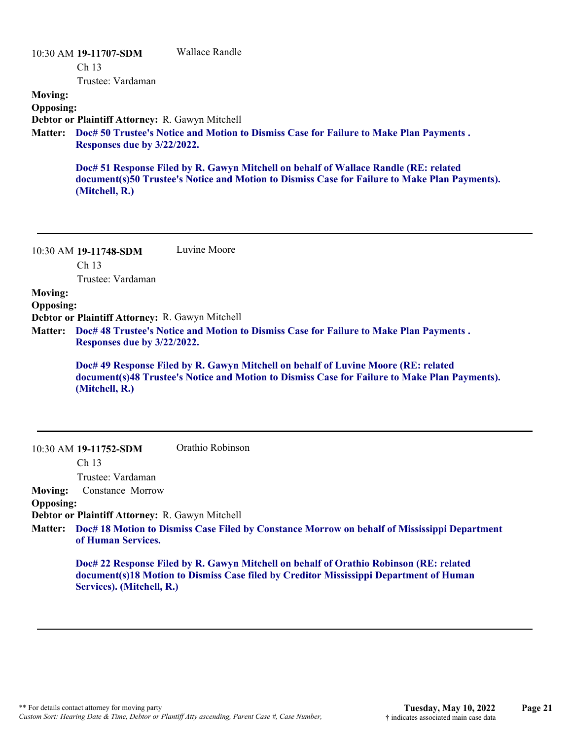10:30 AM **19-11707-SDM** Wallace Randle

Ch 13

Trustee: Vardaman

**Moving:**

**Opposing:**

**Debtor or Plaintiff Attorney:** R. Gawyn Mitchell

**Matter:** **Doc# 50 Trustee's Notice and Motion to Dismiss Case for Failure to Make Plan Payments . Responses due by 3/22/2022.**

**Doc# 51 Response Filed by R. Gawyn Mitchell on behalf of Wallace Randle (RE: related document(s)50 Trustee's Notice and Motion to Dismiss Case for Failure to Make Plan Payments). (Mitchell, R.)**

---

10:30 AM **19-11748-SDM** Luvine Moore

Ch 13

Trustee: Vardaman

**Moving:**

**Opposing:**

**Debtor or Plaintiff Attorney:** R. Gawyn Mitchell

**Matter:** **Doc# 48 Trustee's Notice and Motion to Dismiss Case for Failure to Make Plan Payments . Responses due by 3/22/2022.**

**Doc# 49 Response Filed by R. Gawyn Mitchell on behalf of Luvine Moore (RE: related document(s)48 Trustee's Notice and Motion to Dismiss Case for Failure to Make Plan Payments). (Mitchell, R.)**

---

10:30 AM **19-11752-SDM** Orathio Robinson

Ch 13

Trustee: Vardaman

**Moving:** Constance Morrow

**Opposing:**

**Debtor or Plaintiff Attorney:** R. Gawyn Mitchell

**Matter:** **Doc# 18 Motion to Dismiss Case Filed by Constance Morrow on behalf of Mississippi Department of Human Services.**

**Doc# 22 Response Filed by R. Gawyn Mitchell on behalf of Orathio Robinson (RE: related document(s)18 Motion to Dismiss Case filed by Creditor Mississippi Department of Human Services). (Mitchell, R.)**

---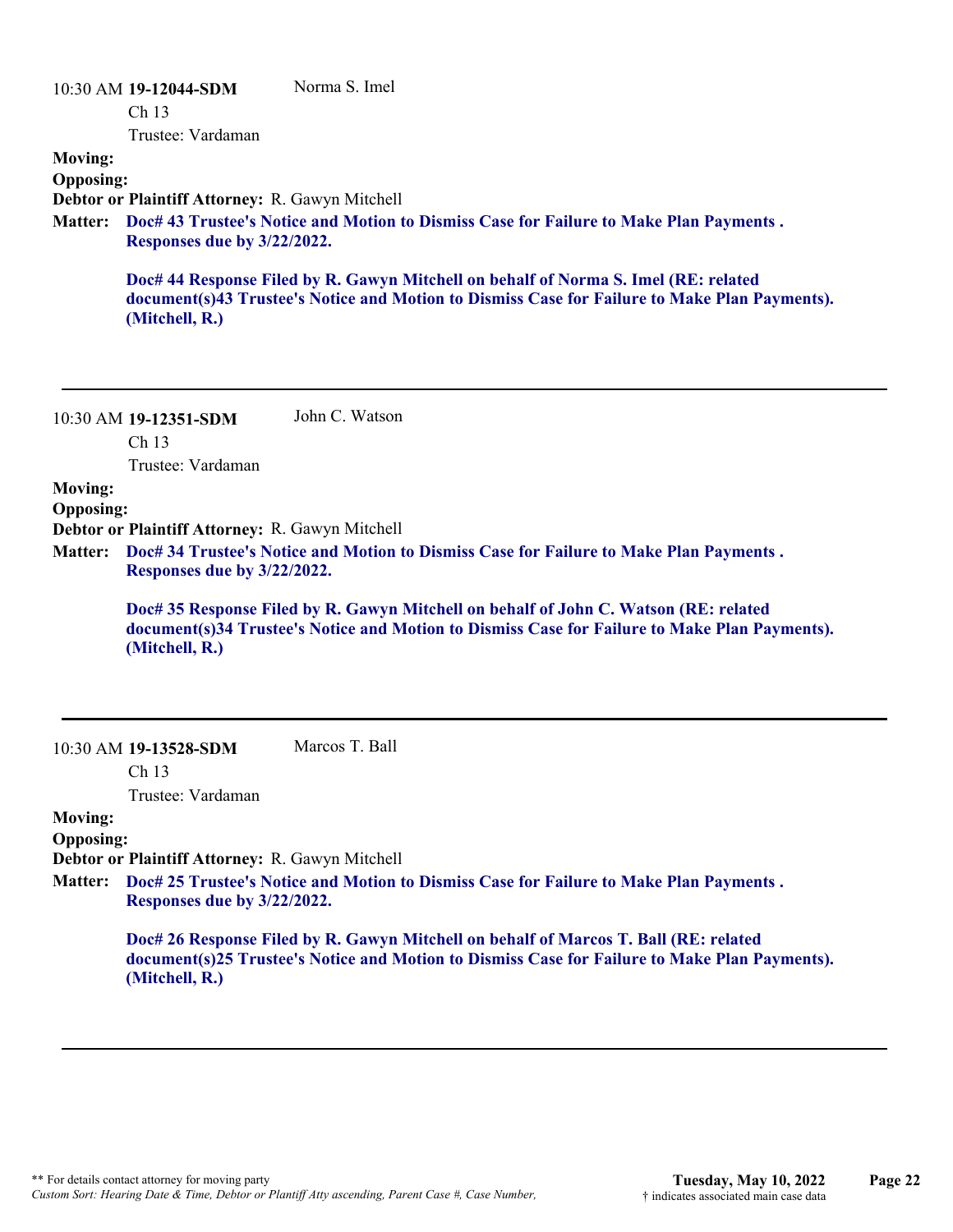10:30 AM **19-12044-SDM** Norma S. Imel

Ch 13

Trustee: Vardaman

**Moving:**

**Opposing:**

**Debtor or Plaintiff Attorney:** R. Gawyn Mitchell

**Matter:** **Doc# 43 Trustee's Notice and Motion to Dismiss Case for Failure to Make Plan Payments . Responses due by 3/22/2022.**

**Doc# 44 Response Filed by R. Gawyn Mitchell on behalf of Norma S. Imel (RE: related document(s)43 Trustee's Notice and Motion to Dismiss Case for Failure to Make Plan Payments). (Mitchell, R.)**

---

10:30 AM **19-12351-SDM** John C. Watson

Ch 13

Trustee: Vardaman

**Moving:**

**Opposing:**

**Debtor or Plaintiff Attorney:** R. Gawyn Mitchell

**Matter:** **Doc# 34 Trustee's Notice and Motion to Dismiss Case for Failure to Make Plan Payments . Responses due by 3/22/2022.**

**Doc# 35 Response Filed by R. Gawyn Mitchell on behalf of John C. Watson (RE: related document(s)34 Trustee's Notice and Motion to Dismiss Case for Failure to Make Plan Payments). (Mitchell, R.)**

---

10:30 AM **19-13528-SDM** Marcos T. Ball

Ch 13

Trustee: Vardaman

**Moving:**

**Opposing:**

**Debtor or Plaintiff Attorney:** R. Gawyn Mitchell

**Matter:** **Doc# 25 Trustee's Notice and Motion to Dismiss Case for Failure to Make Plan Payments . Responses due by 3/22/2022.**

**Doc# 26 Response Filed by R. Gawyn Mitchell on behalf of Marcos T. Ball (RE: related document(s)25 Trustee's Notice and Motion to Dismiss Case for Failure to Make Plan Payments). (Mitchell, R.)**

---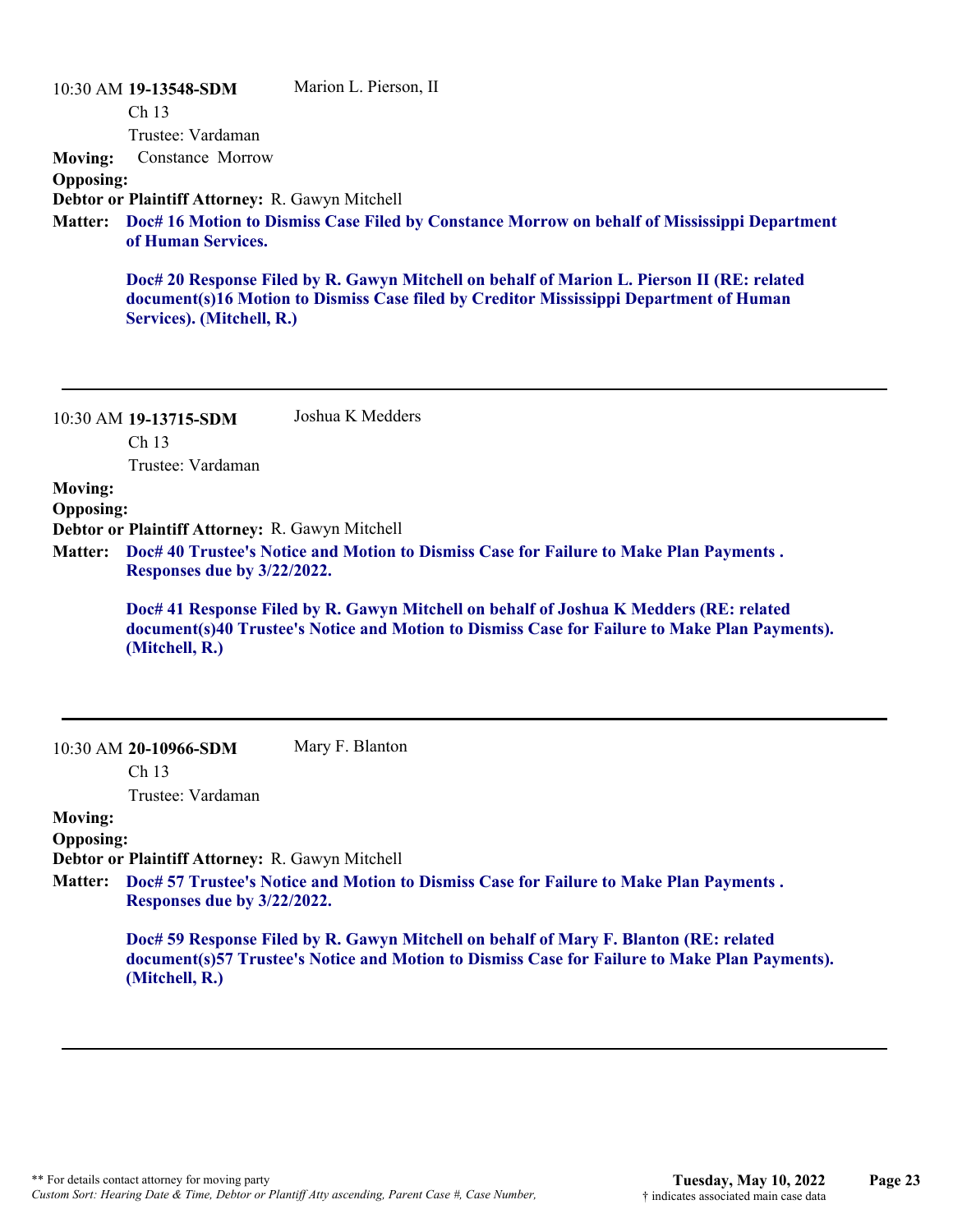10:30 AM **19-13548-SDM** Marion L. Pierson, II

Ch 13

Trustee: Vardaman

**Moving:** Constance Morrow

**Opposing:**

**Debtor or Plaintiff Attorney:** R. Gawyn Mitchell

**Matter:** **Doc# 16 Motion to Dismiss Case Filed by Constance Morrow on behalf of Mississippi Department of Human Services.**

**Doc# 20 Response Filed by R. Gawyn Mitchell on behalf of Marion L. Pierson II (RE: related document(s)16 Motion to Dismiss Case filed by Creditor Mississippi Department of Human Services). (Mitchell, R.)**

---

10:30 AM **19-13715-SDM** Joshua K Medders

Ch 13

Trustee: Vardaman

**Moving:**

**Opposing:**

**Debtor or Plaintiff Attorney:** R. Gawyn Mitchell

**Matter:** **Doc# 40 Trustee's Notice and Motion to Dismiss Case for Failure to Make Plan Payments . Responses due by 3/22/2022.**

**Doc# 41 Response Filed by R. Gawyn Mitchell on behalf of Joshua K Medders (RE: related document(s)40 Trustee's Notice and Motion to Dismiss Case for Failure to Make Plan Payments). (Mitchell, R.)**

---

10:30 AM **20-10966-SDM** Mary F. Blanton

Ch 13

Trustee: Vardaman

**Moving:**

**Opposing:**

**Debtor or Plaintiff Attorney:** R. Gawyn Mitchell

**Matter:** **Doc# 57 Trustee's Notice and Motion to Dismiss Case for Failure to Make Plan Payments . Responses due by 3/22/2022.**

**Doc# 59 Response Filed by R. Gawyn Mitchell on behalf of Mary F. Blanton (RE: related document(s)57 Trustee's Notice and Motion to Dismiss Case for Failure to Make Plan Payments). (Mitchell, R.)**

---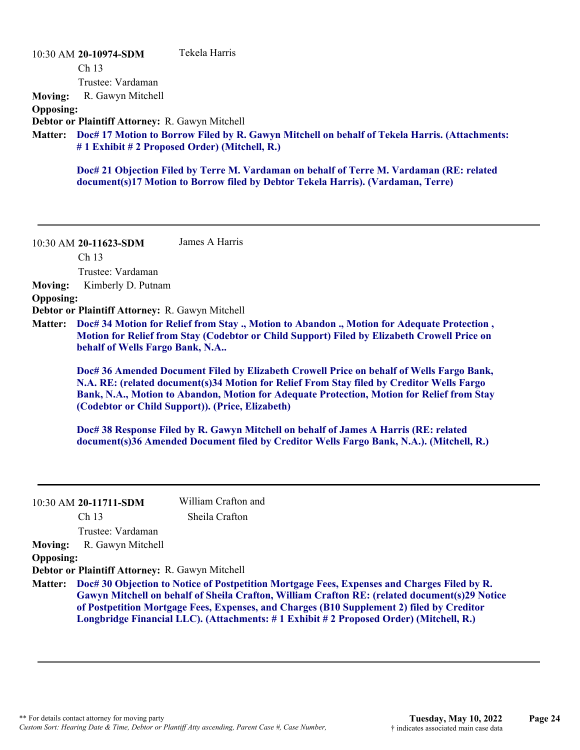10:30 AM **20-10974-SDM** Tekela Harris

Ch 13

Trustee: Vardaman

**Moving:** R. Gawyn Mitchell

**Opposing:**

**Debtor or Plaintiff Attorney:** R. Gawyn Mitchell

**Matter:** **Doc# 17 Motion to Borrow Filed by R. Gawyn Mitchell on behalf of Tekela Harris. (Attachments: # 1 Exhibit # 2 Proposed Order) (Mitchell, R.)**

**Doc# 21 Objection Filed by Terre M. Vardaman on behalf of Terre M. Vardaman (RE: related document(s)17 Motion to Borrow filed by Debtor Tekela Harris). (Vardaman, Terre)**

---

10:30 AM **20-11623-SDM** James A Harris

Ch 13

Trustee: Vardaman

**Moving:** Kimberly D. Putnam

**Opposing:**

**Debtor or Plaintiff Attorney:** R. Gawyn Mitchell

**Matter:** **Doc# 34 Motion for Relief from Stay ., Motion to Abandon ., Motion for Adequate Protection , Motion for Relief from Stay (Codebtor or Child Support) Filed by Elizabeth Crowell Price on behalf of Wells Fargo Bank, N.A..**

**Doc# 36 Amended Document Filed by Elizabeth Crowell Price on behalf of Wells Fargo Bank, N.A. RE: (related document(s)34 Motion for Relief From Stay filed by Creditor Wells Fargo Bank, N.A., Motion to Abandon, Motion for Adequate Protection, Motion for Relief from Stay (Codebtor or Child Support)). (Price, Elizabeth)**

**Doc# 38 Response Filed by R. Gawyn Mitchell on behalf of James A Harris (RE: related document(s)36 Amended Document filed by Creditor Wells Fargo Bank, N.A.). (Mitchell, R.)**

---

10:30 AM **20-11711-SDM** William Crafton and Sheila Crafton

Ch 13

Trustee: Vardaman

**Moving:** R. Gawyn Mitchell

**Opposing:**

**Debtor or Plaintiff Attorney:** R. Gawyn Mitchell

**Matter:** **Doc# 30 Objection to Notice of Postpetition Mortgage Fees, Expenses and Charges Filed by R. Gawyn Mitchell on behalf of Sheila Crafton, William Crafton RE: (related document(s)29 Notice of Postpetition Mortgage Fees, Expenses, and Charges (B10 Supplement 2) filed by Creditor Longbridge Financial LLC). (Attachments: # 1 Exhibit # 2 Proposed Order) (Mitchell, R.)**

---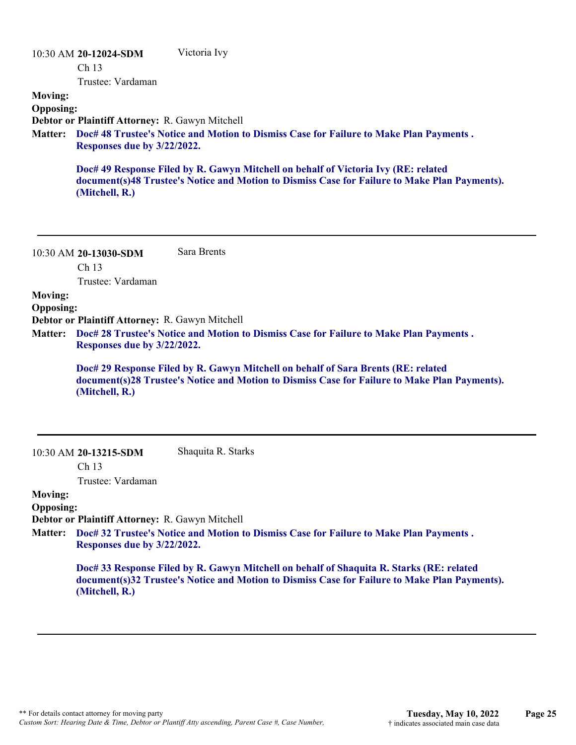10:30 AM **20-12024-SDM** Victoria Ivy

Ch 13

Trustee: Vardaman

**Moving:**

**Opposing:**

**Debtor or Plaintiff Attorney:** R. Gawyn Mitchell

**Matter:** **Doc# 48 Trustee's Notice and Motion to Dismiss Case for Failure to Make Plan Payments . Responses due by 3/22/2022.**

**Doc# 49 Response Filed by R. Gawyn Mitchell on behalf of Victoria Ivy (RE: related document(s)48 Trustee's Notice and Motion to Dismiss Case for Failure to Make Plan Payments). (Mitchell, R.)**

---

10:30 AM **20-13030-SDM** Sara Brents

Ch 13

Trustee: Vardaman

**Moving:**

**Opposing:**

**Debtor or Plaintiff Attorney:** R. Gawyn Mitchell

**Matter:** **Doc# 28 Trustee's Notice and Motion to Dismiss Case for Failure to Make Plan Payments . Responses due by 3/22/2022.**

**Doc# 29 Response Filed by R. Gawyn Mitchell on behalf of Sara Brents (RE: related document(s)28 Trustee's Notice and Motion to Dismiss Case for Failure to Make Plan Payments). (Mitchell, R.)**

---

10:30 AM **20-13215-SDM** Shaquita R. Starks

Ch 13

Trustee: Vardaman

**Moving:**

**Opposing:**

**Debtor or Plaintiff Attorney:** R. Gawyn Mitchell

**Matter:** **Doc# 32 Trustee's Notice and Motion to Dismiss Case for Failure to Make Plan Payments . Responses due by 3/22/2022.**

**Doc# 33 Response Filed by R. Gawyn Mitchell on behalf of Shaquita R. Starks (RE: related document(s)32 Trustee's Notice and Motion to Dismiss Case for Failure to Make Plan Payments). (Mitchell, R.)**

---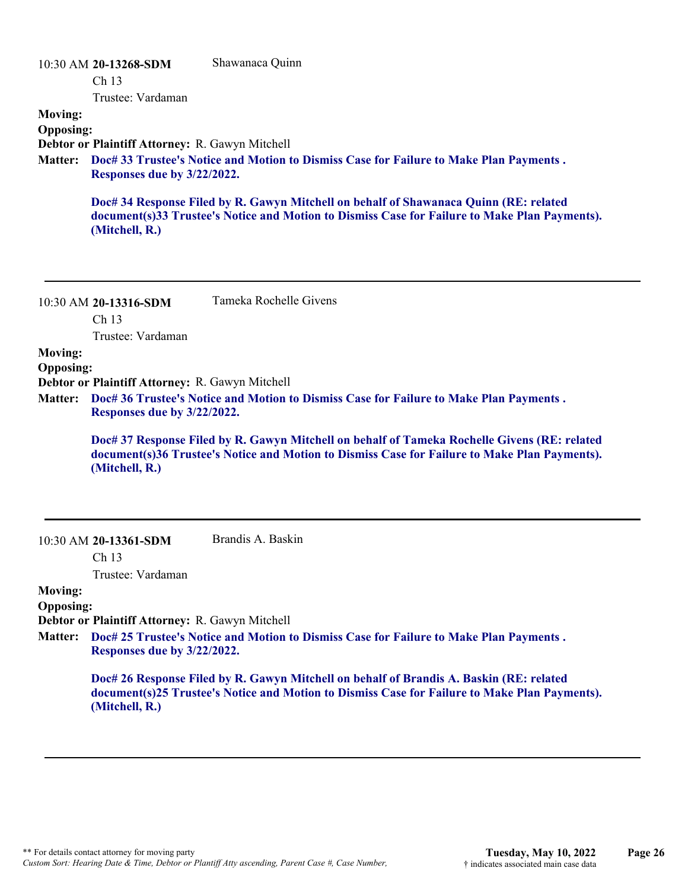10:30 AM **20-13268-SDM** Shawanaca Quinn

Ch 13

Trustee: Vardaman

**Moving:**

**Opposing:**

**Debtor or Plaintiff Attorney:** R. Gawyn Mitchell

**Matter:** **Doc# 33 Trustee's Notice and Motion to Dismiss Case for Failure to Make Plan Payments . Responses due by 3/22/2022.**

**Doc# 34 Response Filed by R. Gawyn Mitchell on behalf of Shawanaca Quinn (RE: related document(s)33 Trustee's Notice and Motion to Dismiss Case for Failure to Make Plan Payments). (Mitchell, R.)**

---

10:30 AM **20-13316-SDM** Tameka Rochelle Givens

Ch 13

Trustee: Vardaman

**Moving:**

**Opposing:**

**Debtor or Plaintiff Attorney:** R. Gawyn Mitchell

**Matter:** **Doc# 36 Trustee's Notice and Motion to Dismiss Case for Failure to Make Plan Payments . Responses due by 3/22/2022.**

**Doc# 37 Response Filed by R. Gawyn Mitchell on behalf of Tameka Rochelle Givens (RE: related document(s)36 Trustee's Notice and Motion to Dismiss Case for Failure to Make Plan Payments). (Mitchell, R.)**

---

10:30 AM **20-13361-SDM** Brandis A. Baskin

Ch 13

Trustee: Vardaman

**Moving:**

**Opposing:**

**Debtor or Plaintiff Attorney:** R. Gawyn Mitchell

**Matter:** **Doc# 25 Trustee's Notice and Motion to Dismiss Case for Failure to Make Plan Payments . Responses due by 3/22/2022.**

**Doc# 26 Response Filed by R. Gawyn Mitchell on behalf of Brandis A. Baskin (RE: related document(s)25 Trustee's Notice and Motion to Dismiss Case for Failure to Make Plan Payments). (Mitchell, R.)**

---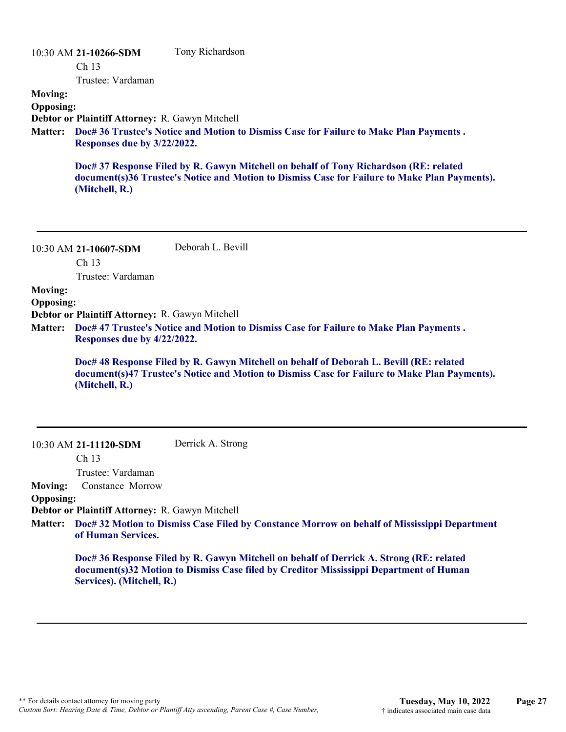10:30 AM **21-10266-SDM** Tony Richardson

Ch 13

Trustee: Vardaman

**Moving:**

**Opposing:**

**Debtor or Plaintiff Attorney:** R. Gawyn Mitchell

**Matter:** **Doc# 36 Trustee's Notice and Motion to Dismiss Case for Failure to Make Plan Payments . Responses due by 3/22/2022.**

**Doc# 37 Response Filed by R. Gawyn Mitchell on behalf of Tony Richardson (RE: related document(s)36 Trustee's Notice and Motion to Dismiss Case for Failure to Make Plan Payments). (Mitchell, R.)**

---

10:30 AM **21-10607-SDM** Deborah L. Bevill

Ch 13

Trustee: Vardaman

**Moving:**

**Opposing:**

**Debtor or Plaintiff Attorney:** R. Gawyn Mitchell

**Matter:** **Doc# 47 Trustee's Notice and Motion to Dismiss Case for Failure to Make Plan Payments . Responses due by 4/22/2022.**

**Doc# 48 Response Filed by R. Gawyn Mitchell on behalf of Deborah L. Bevill (RE: related document(s)47 Trustee's Notice and Motion to Dismiss Case for Failure to Make Plan Payments). (Mitchell, R.)**

---

10:30 AM **21-11120-SDM** Derrick A. Strong

Ch 13

Trustee: Vardaman

**Moving:** Constance Morrow

**Opposing:**

**Debtor or Plaintiff Attorney:** R. Gawyn Mitchell

**Matter:** **Doc# 32 Motion to Dismiss Case Filed by Constance Morrow on behalf of Mississippi Department of Human Services.**

**Doc# 36 Response Filed by R. Gawyn Mitchell on behalf of Derrick A. Strong (RE: related document(s)32 Motion to Dismiss Case filed by Creditor Mississippi Department of Human Services). (Mitchell, R.)**

---

** For details contact attorney for moving party

*Custom Sort: Hearing Date & Time, Debtor or Plantiff Atty ascending, Parent Case #, Case Number,*

**Tuesday, May 10, 2022**

† indicates associated main case data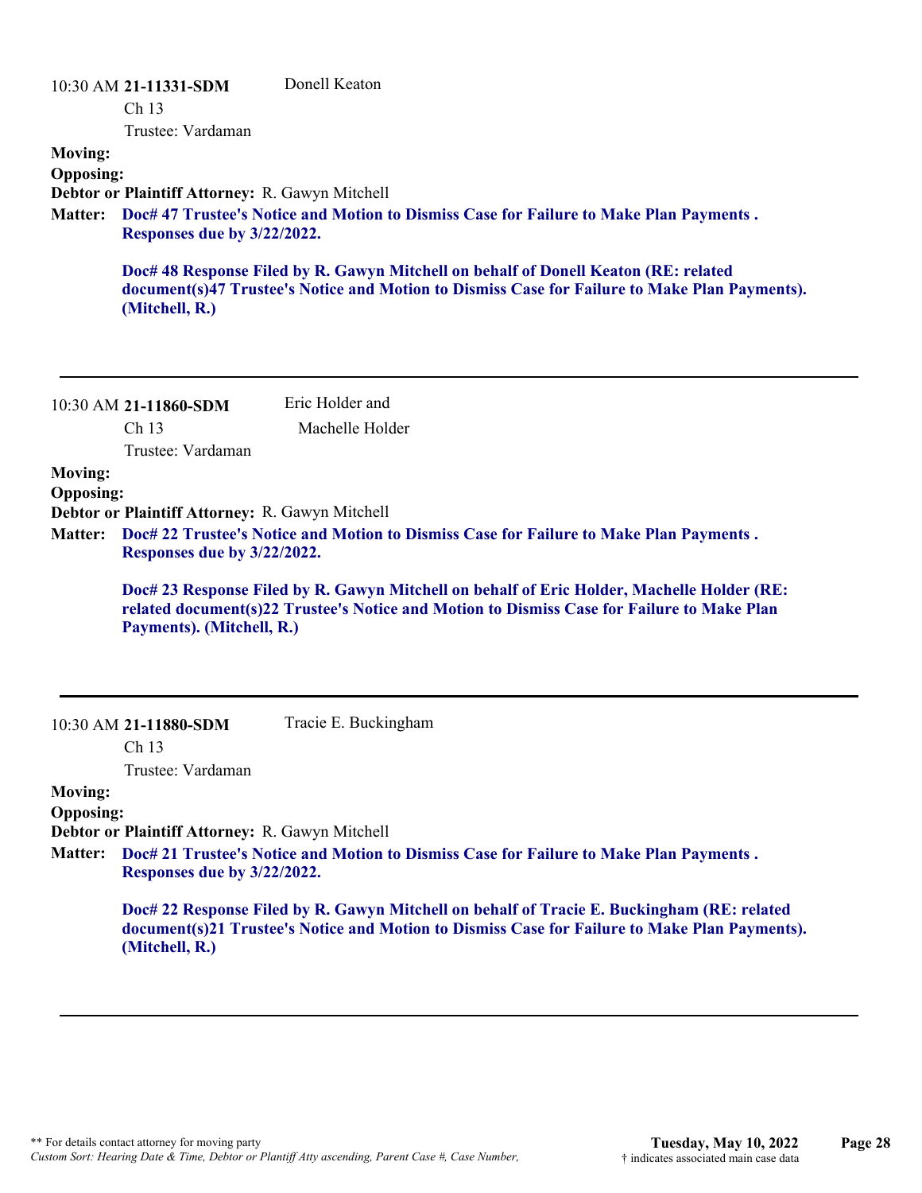10:30 AM **21-11331-SDM** Donell Keaton
Ch 13
Trustee: Vardaman

**Moving:**
**Opposing:**
**Debtor or Plaintiff Attorney:** R. Gawyn Mitchell
**Matter:** **Doc# 47 Trustee's Notice and Motion to Dismiss Case for Failure to Make Plan Payments . Responses due by 3/22/2022.**

**Doc# 48 Response Filed by R. Gawyn Mitchell on behalf of Donell Keaton (RE: related document(s)47 Trustee's Notice and Motion to Dismiss Case for Failure to Make Plan Payments). (Mitchell, R.)**

---

10:30 AM **21-11860-SDM** Eric Holder and
Machelle Holder
Ch 13
Trustee: Vardaman

**Moving:**
**Opposing:**
**Debtor or Plaintiff Attorney:** R. Gawyn Mitchell
**Matter:** **Doc# 22 Trustee's Notice and Motion to Dismiss Case for Failure to Make Plan Payments . Responses due by 3/22/2022.**

**Doc# 23 Response Filed by R. Gawyn Mitchell on behalf of Eric Holder, Machelle Holder (RE: related document(s)22 Trustee's Notice and Motion to Dismiss Case for Failure to Make Plan Payments). (Mitchell, R.)**

---

10:30 AM **21-11880-SDM** Tracie E. Buckingham
Ch 13
Trustee: Vardaman

**Moving:**
**Opposing:**
**Debtor or Plaintiff Attorney:** R. Gawyn Mitchell
**Matter:** **Doc# 21 Trustee's Notice and Motion to Dismiss Case for Failure to Make Plan Payments . Responses due by 3/22/2022.**

**Doc# 22 Response Filed by R. Gawyn Mitchell on behalf of Tracie E. Buckingham (RE: related document(s)21 Trustee's Notice and Motion to Dismiss Case for Failure to Make Plan Payments). (Mitchell, R.)**

---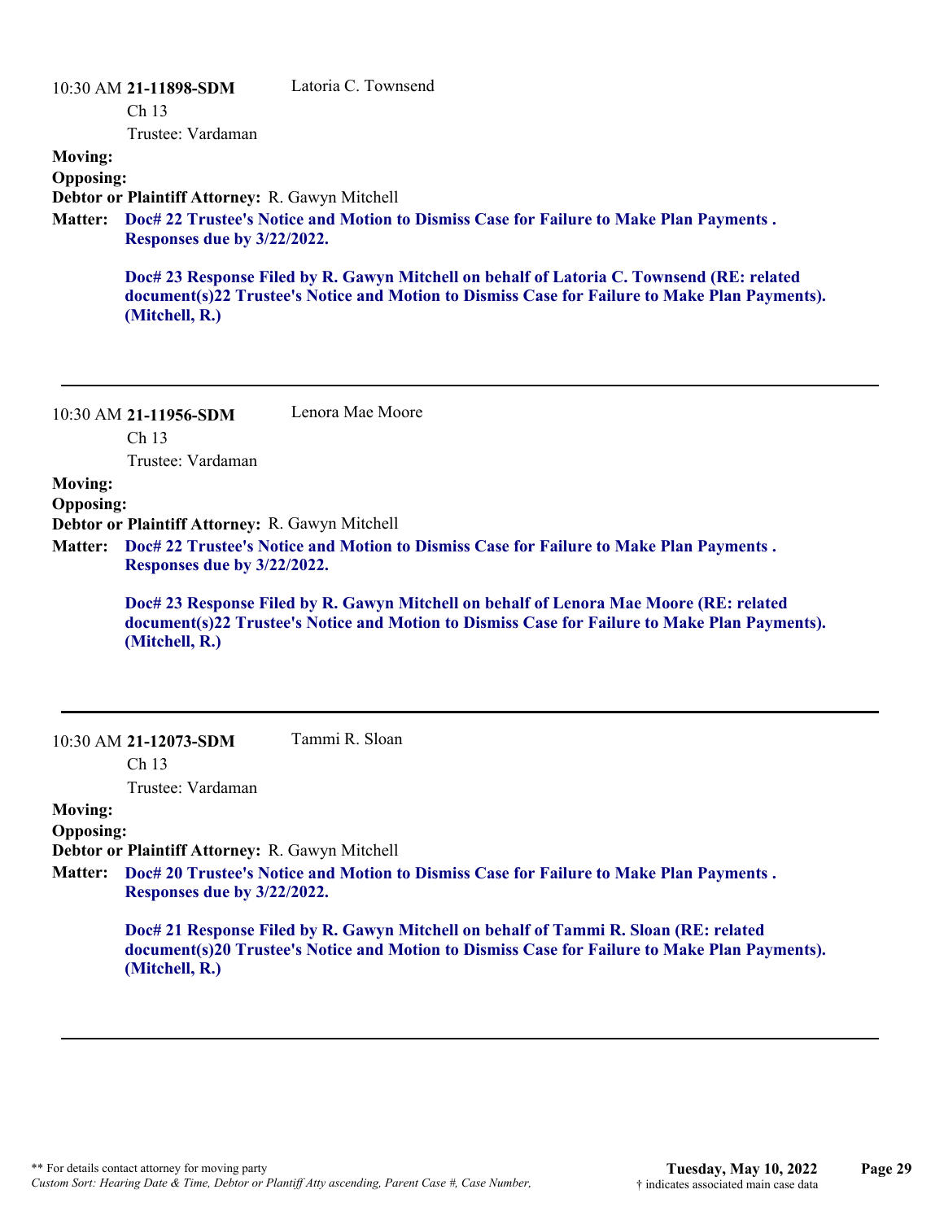10:30 AM **21-11898-SDM** Latoria C. Townsend

Ch 13

Trustee: Vardaman

**Moving:**

**Opposing:**

**Debtor or Plaintiff Attorney:** R. Gawyn Mitchell

**Matter:** **Doc# 22 Trustee's Notice and Motion to Dismiss Case for Failure to Make Plan Payments . Responses due by 3/22/2022.**

**Doc# 23 Response Filed by R. Gawyn Mitchell on behalf of Latoria C. Townsend (RE: related document(s)22 Trustee's Notice and Motion to Dismiss Case for Failure to Make Plan Payments). (Mitchell, R.)**

---

10:30 AM **21-11956-SDM** Lenora Mae Moore

Ch 13

Trustee: Vardaman

**Moving:**

**Opposing:**

**Debtor or Plaintiff Attorney:** R. Gawyn Mitchell

**Matter:** **Doc# 22 Trustee's Notice and Motion to Dismiss Case for Failure to Make Plan Payments . Responses due by 3/22/2022.**

**Doc# 23 Response Filed by R. Gawyn Mitchell on behalf of Lenora Mae Moore (RE: related document(s)22 Trustee's Notice and Motion to Dismiss Case for Failure to Make Plan Payments). (Mitchell, R.)**

---

10:30 AM **21-12073-SDM** Tammi R. Sloan

Ch 13

Trustee: Vardaman

**Moving:**

**Opposing:**

**Debtor or Plaintiff Attorney:** R. Gawyn Mitchell

**Matter:** **Doc# 20 Trustee's Notice and Motion to Dismiss Case for Failure to Make Plan Payments . Responses due by 3/22/2022.**

**Doc# 21 Response Filed by R. Gawyn Mitchell on behalf of Tammi R. Sloan (RE: related document(s)20 Trustee's Notice and Motion to Dismiss Case for Failure to Make Plan Payments). (Mitchell, R.)**

---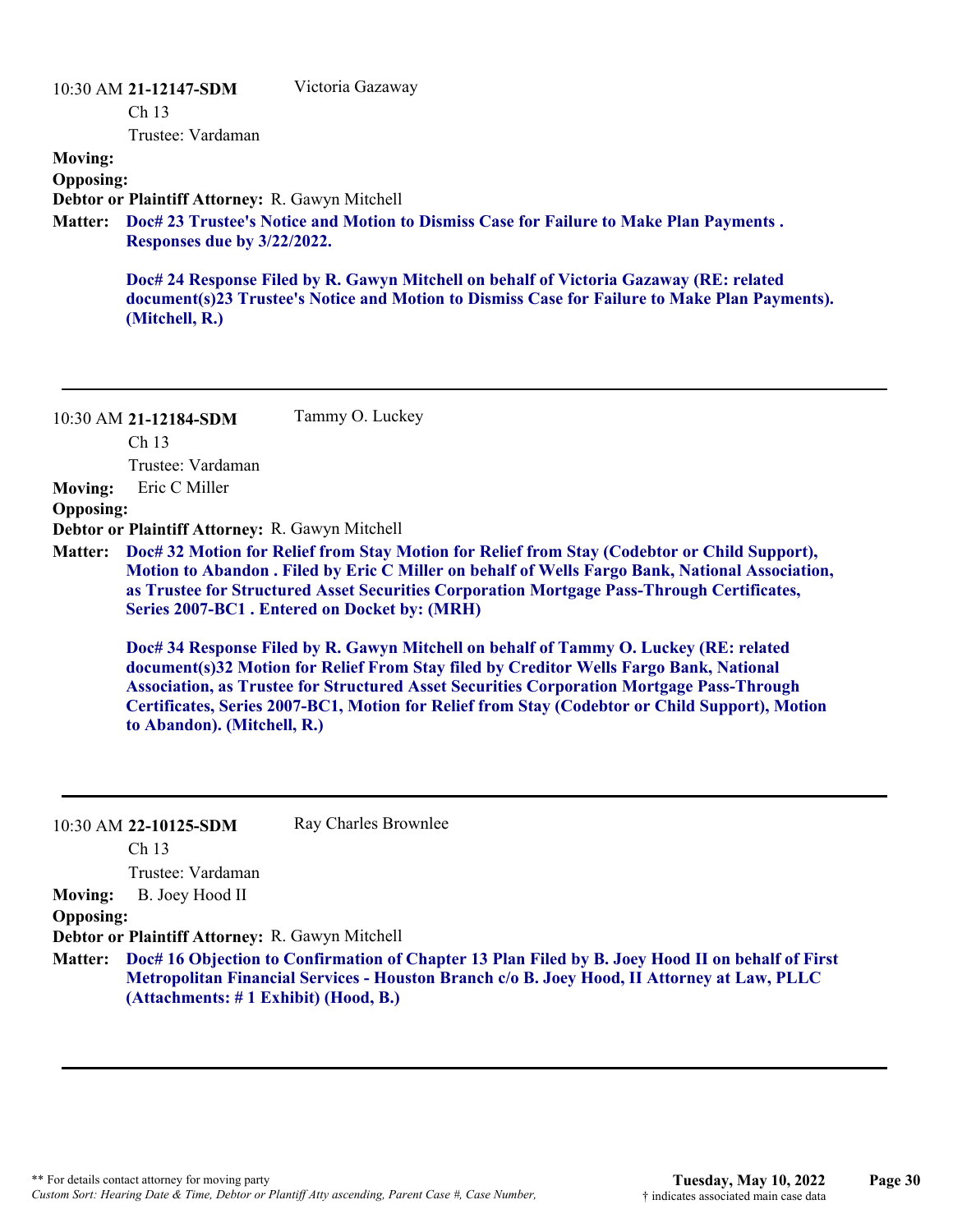10:30 AM **21-12147-SDM** Victoria Gazaway

Ch 13

Trustee: Vardaman

**Moving:**

**Opposing:**

**Debtor or Plaintiff Attorney:** R. Gawyn Mitchell

**Matter:** **Doc# 23 Trustee's Notice and Motion to Dismiss Case for Failure to Make Plan Payments . Responses due by 3/22/2022.**

**Doc# 24 Response Filed by R. Gawyn Mitchell on behalf of Victoria Gazaway (RE: related document(s)23 Trustee's Notice and Motion to Dismiss Case for Failure to Make Plan Payments). (Mitchell, R.)**

---

10:30 AM **21-12184-SDM** Tammy O. Luckey

Ch 13

Trustee: Vardaman

**Moving:** Eric C Miller

**Opposing:**

**Debtor or Plaintiff Attorney:** R. Gawyn Mitchell

**Matter:** **Doc# 32 Motion for Relief from Stay Motion for Relief from Stay (Codebtor or Child Support), Motion to Abandon . Filed by Eric C Miller on behalf of Wells Fargo Bank, National Association, as Trustee for Structured Asset Securities Corporation Mortgage Pass-Through Certificates, Series 2007-BC1 . Entered on Docket by: (MRH)**

**Doc# 34 Response Filed by R. Gawyn Mitchell on behalf of Tammy O. Luckey (RE: related document(s)32 Motion for Relief From Stay filed by Creditor Wells Fargo Bank, National Association, as Trustee for Structured Asset Securities Corporation Mortgage Pass-Through Certificates, Series 2007-BC1, Motion for Relief from Stay (Codebtor or Child Support), Motion to Abandon). (Mitchell, R.)**

---

10:30 AM **22-10125-SDM** Ray Charles Brownlee

Ch 13

Trustee: Vardaman

**Moving:** B. Joey Hood II

**Opposing:**

**Debtor or Plaintiff Attorney:** R. Gawyn Mitchell

**Matter:** **Doc# 16 Objection to Confirmation of Chapter 13 Plan Filed by B. Joey Hood II on behalf of First Metropolitan Financial Services - Houston Branch c/o B. Joey Hood, II Attorney at Law, PLLC (Attachments: # 1 Exhibit) (Hood, B.)**

---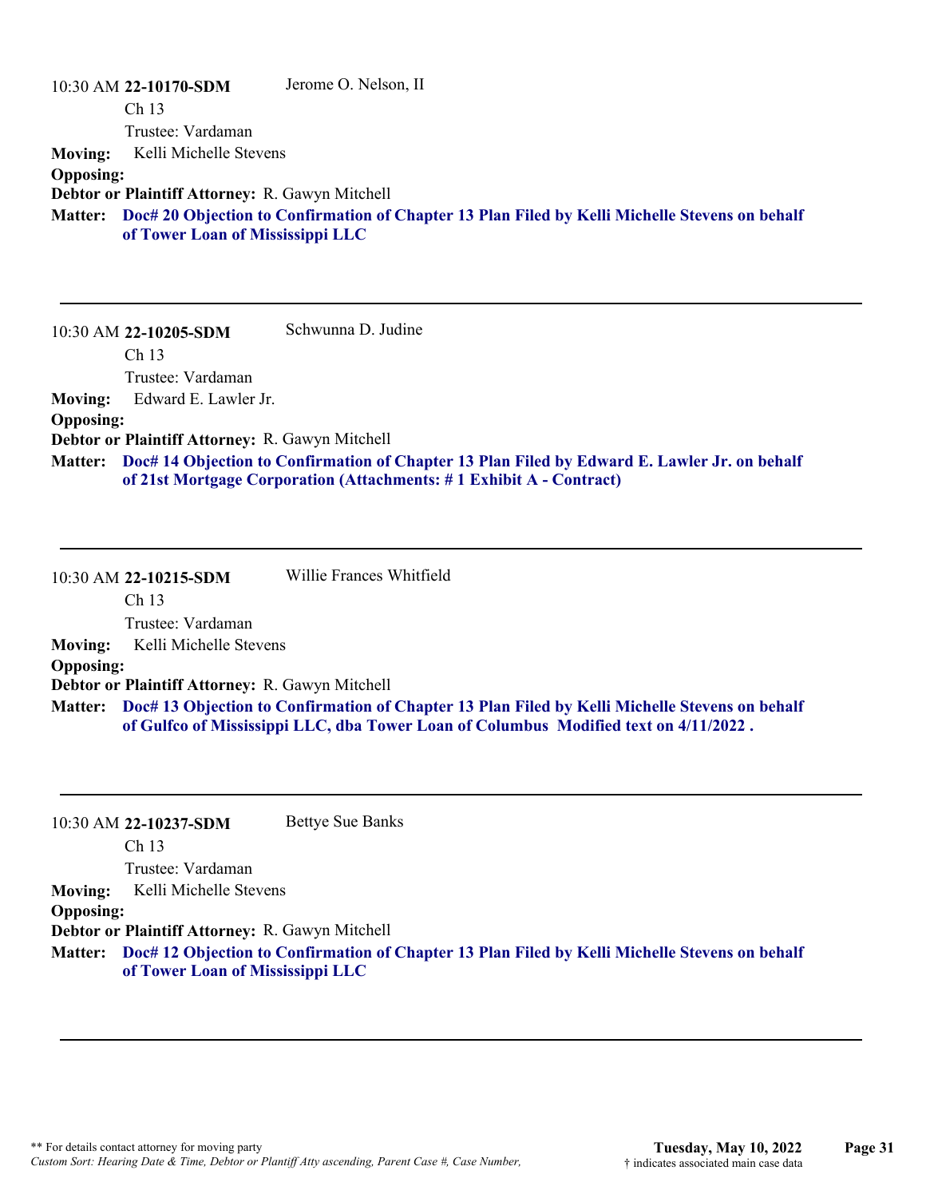10:30 AM **22-10170-SDM** Jerome O. Nelson, II

Ch 13

Trustee: Vardaman

**Moving:** Kelli Michelle Stevens

**Opposing:**

**Debtor or Plaintiff Attorney:** R. Gawyn Mitchell

**Matter:** **Doc# 20 Objection to Confirmation of Chapter 13 Plan Filed by Kelli Michelle Stevens on behalf of Tower Loan of Mississippi LLC**

---

10:30 AM **22-10205-SDM** Schwunna D. Judine

Ch 13

Trustee: Vardaman

**Moving:** Edward E. Lawler Jr.

**Opposing:**

**Debtor or Plaintiff Attorney:** R. Gawyn Mitchell

**Matter:** **Doc# 14 Objection to Confirmation of Chapter 13 Plan Filed by Edward E. Lawler Jr. on behalf of 21st Mortgage Corporation (Attachments: # 1 Exhibit A - Contract)**

---

10:30 AM **22-10215-SDM** Willie Frances Whitfield

Ch 13

Trustee: Vardaman

**Moving:** Kelli Michelle Stevens

**Opposing:**

**Debtor or Plaintiff Attorney:** R. Gawyn Mitchell

**Matter:** **Doc# 13 Objection to Confirmation of Chapter 13 Plan Filed by Kelli Michelle Stevens on behalf of Gulfco of Mississippi LLC, dba Tower Loan of Columbus Modified text on 4/11/2022 .**

---

10:30 AM **22-10237-SDM** Bettye Sue Banks

Ch 13

Trustee: Vardaman

**Moving:** Kelli Michelle Stevens

**Opposing:**

**Debtor or Plaintiff Attorney:** R. Gawyn Mitchell

**Matter:** **Doc# 12 Objection to Confirmation of Chapter 13 Plan Filed by Kelli Michelle Stevens on behalf of Tower Loan of Mississippi LLC**

---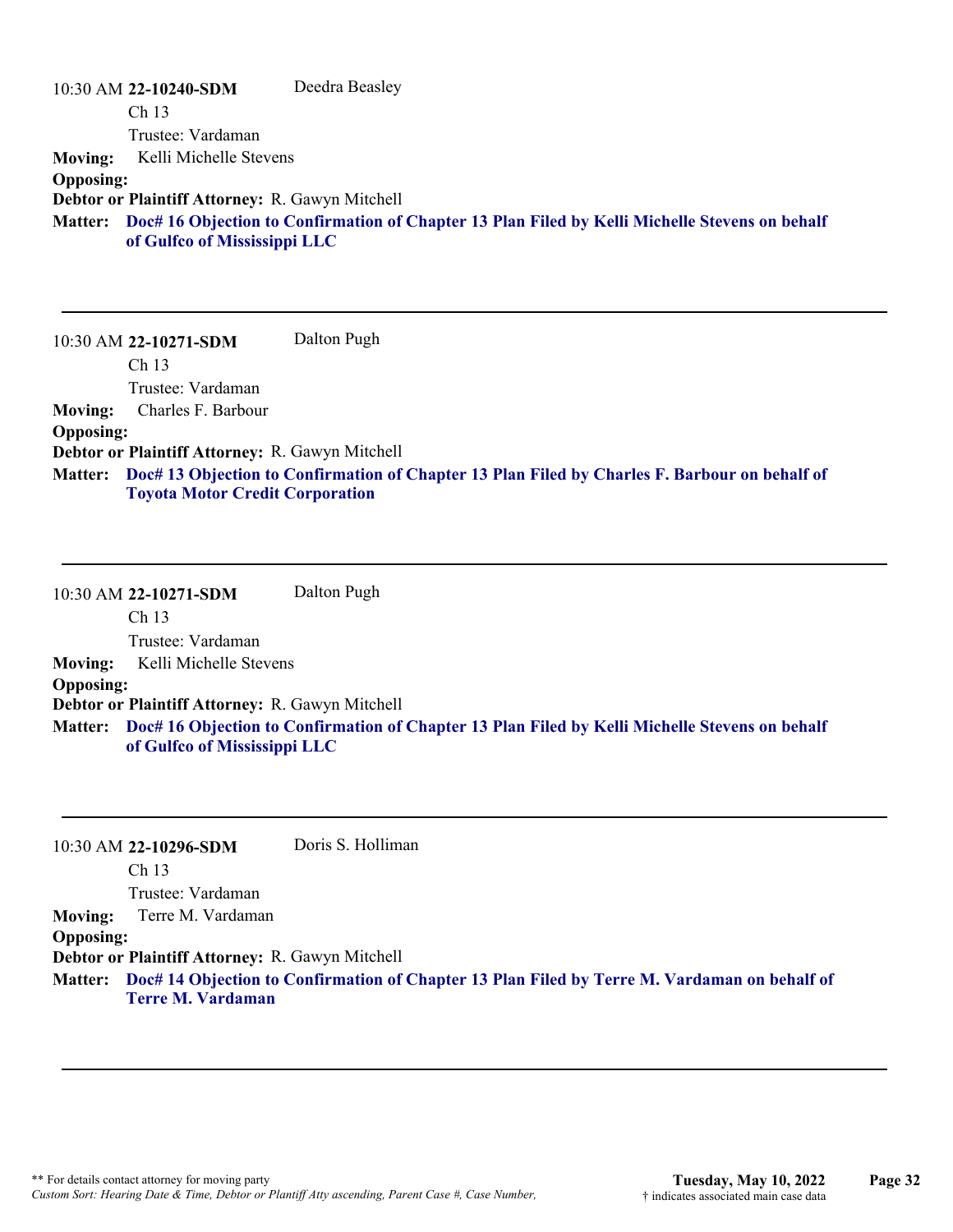10:30 AM **22-10240-SDM** Deedra Beasley

Ch 13

Trustee: Vardaman

**Moving:** Kelli Michelle Stevens

**Opposing:**

**Debtor or Plaintiff Attorney:** R. Gawyn Mitchell

**Matter:** **Doc# 16 Objection to Confirmation of Chapter 13 Plan Filed by Kelli Michelle Stevens on behalf of Gulfco of Mississippi LLC**

---

10:30 AM **22-10271-SDM** Dalton Pugh

Ch 13

Trustee: Vardaman

**Moving:** Charles F. Barbour

**Opposing:**

**Debtor or Plaintiff Attorney:** R. Gawyn Mitchell

**Matter:** **Doc# 13 Objection to Confirmation of Chapter 13 Plan Filed by Charles F. Barbour on behalf of Toyota Motor Credit Corporation**

---

10:30 AM **22-10271-SDM** Dalton Pugh

Ch 13

Trustee: Vardaman

**Moving:** Kelli Michelle Stevens

**Opposing:**

**Debtor or Plaintiff Attorney:** R. Gawyn Mitchell

**Matter:** **Doc# 16 Objection to Confirmation of Chapter 13 Plan Filed by Kelli Michelle Stevens on behalf of Gulfco of Mississippi LLC**

---

10:30 AM **22-10296-SDM** Doris S. Holliman

Ch 13

Trustee: Vardaman

**Moving:** Terre M. Vardaman

**Opposing:**

**Debtor or Plaintiff Attorney:** R. Gawyn Mitchell

**Matter:** **Doc# 14 Objection to Confirmation of Chapter 13 Plan Filed by Terre M. Vardaman on behalf of Terre M. Vardaman**

---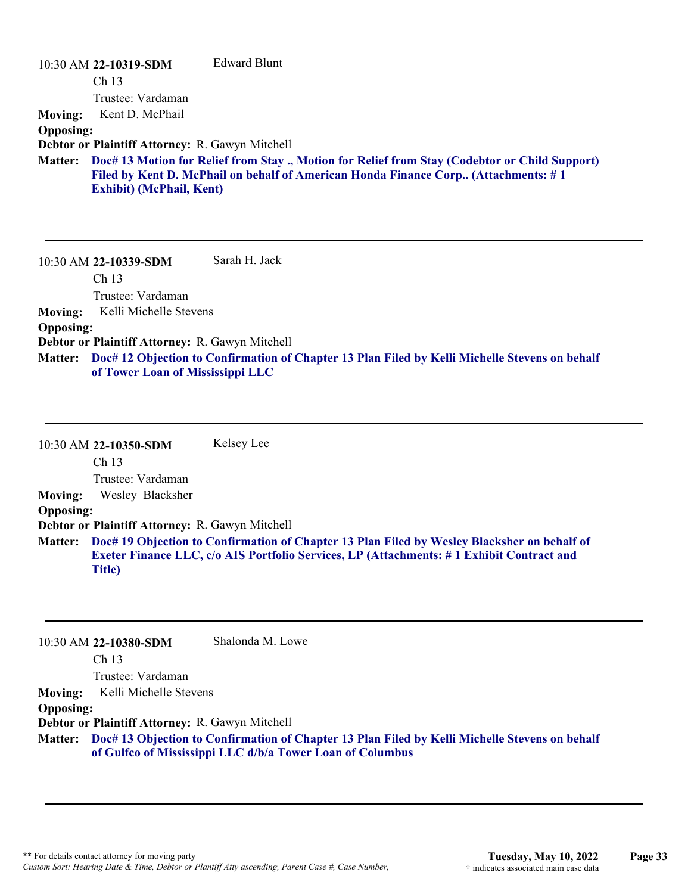10:30 AM **22-10319-SDM** Edward Blunt

Ch 13

Trustee: Vardaman

**Moving:** Kent D. McPhail

**Opposing:**

**Debtor or Plaintiff Attorney:** R. Gawyn Mitchell

**Matter:** **Doc# 13 Motion for Relief from Stay ., Motion for Relief from Stay (Codebtor or Child Support) Filed by Kent D. McPhail on behalf of American Honda Finance Corp.. (Attachments: # 1 Exhibit) (McPhail, Kent)**

---

10:30 AM **22-10339-SDM** Sarah H. Jack

Ch 13

Trustee: Vardaman

**Moving:** Kelli Michelle Stevens

**Opposing:**

**Debtor or Plaintiff Attorney:** R. Gawyn Mitchell

**Matter:** **Doc# 12 Objection to Confirmation of Chapter 13 Plan Filed by Kelli Michelle Stevens on behalf of Tower Loan of Mississippi LLC**

---

10:30 AM **22-10350-SDM** Kelsey Lee

Ch 13

Trustee: Vardaman

**Moving:** Wesley Blacksher

**Opposing:**

**Debtor or Plaintiff Attorney:** R. Gawyn Mitchell

**Matter:** **Doc# 19 Objection to Confirmation of Chapter 13 Plan Filed by Wesley Blacksher on behalf of Exeter Finance LLC, c/o AIS Portfolio Services, LP (Attachments: # 1 Exhibit Contract and Title)**

---

10:30 AM **22-10380-SDM** Shalonda M. Lowe

Ch 13

Trustee: Vardaman

**Moving:** Kelli Michelle Stevens

**Opposing:**

**Debtor or Plaintiff Attorney:** R. Gawyn Mitchell

**Matter:** **Doc# 13 Objection to Confirmation of Chapter 13 Plan Filed by Kelli Michelle Stevens on behalf of Gulfco of Mississippi LLC d/b/a Tower Loan of Columbus**

---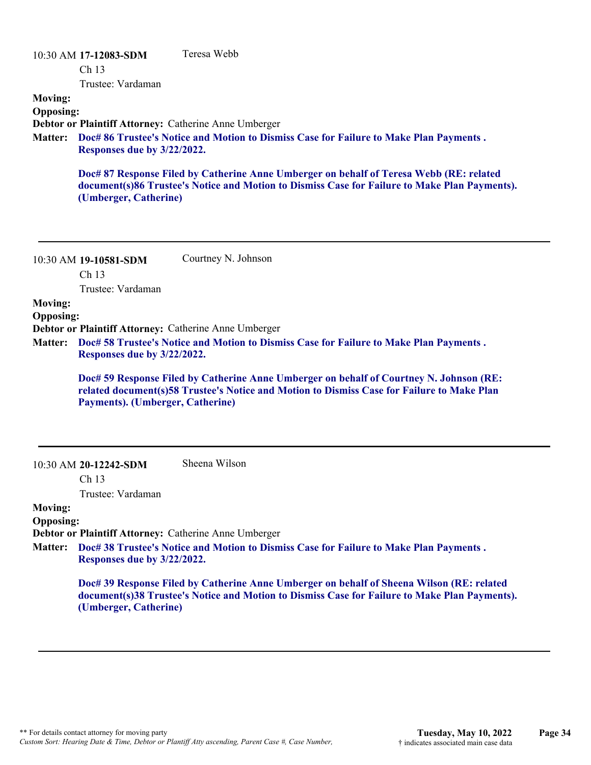10:30 AM **17-12083-SDM** Teresa Webb

Ch 13

Trustee: Vardaman

**Moving:**

**Opposing:**

**Debtor or Plaintiff Attorney:** Catherine Anne Umberger

**Matter:** **Doc# 86 Trustee's Notice and Motion to Dismiss Case for Failure to Make Plan Payments . Responses due by 3/22/2022.**

**Doc# 87 Response Filed by Catherine Anne Umberger on behalf of Teresa Webb (RE: related document(s)86 Trustee's Notice and Motion to Dismiss Case for Failure to Make Plan Payments). (Umberger, Catherine)**

---

10:30 AM **19-10581-SDM** Courtney N. Johnson

Ch 13

Trustee: Vardaman

**Moving:**

**Opposing:**

**Debtor or Plaintiff Attorney:** Catherine Anne Umberger

**Matter:** **Doc# 58 Trustee's Notice and Motion to Dismiss Case for Failure to Make Plan Payments . Responses due by 3/22/2022.**

**Doc# 59 Response Filed by Catherine Anne Umberger on behalf of Courtney N. Johnson (RE: related document(s)58 Trustee's Notice and Motion to Dismiss Case for Failure to Make Plan Payments). (Umberger, Catherine)**

---

10:30 AM **20-12242-SDM** Sheena Wilson

Ch 13

Trustee: Vardaman

**Moving:**

**Opposing:**

**Debtor or Plaintiff Attorney:** Catherine Anne Umberger

**Matter:** **Doc# 38 Trustee's Notice and Motion to Dismiss Case for Failure to Make Plan Payments . Responses due by 3/22/2022.**

**Doc# 39 Response Filed by Catherine Anne Umberger on behalf of Sheena Wilson (RE: related document(s)38 Trustee's Notice and Motion to Dismiss Case for Failure to Make Plan Payments). (Umberger, Catherine)**

---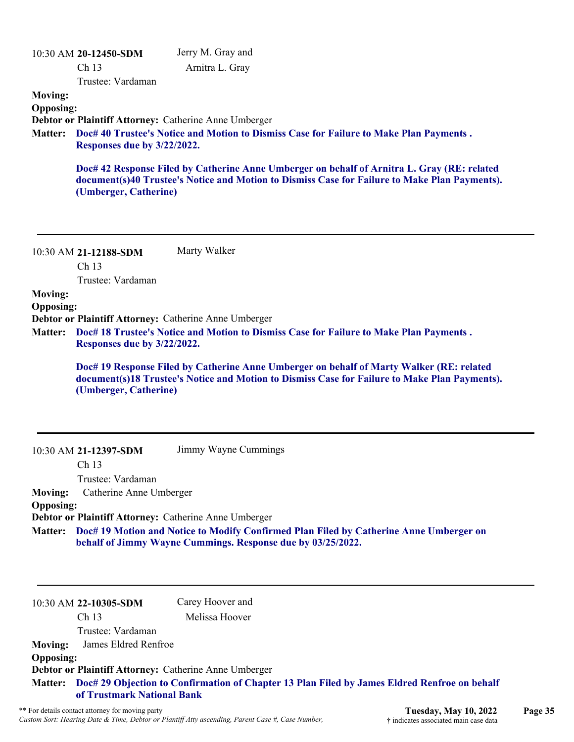10:30 AM **20-12450-SDM** Jerry M. Gray and Arnitra L. Gray
Ch 13
Trustee: Vardaman

**Moving:**
**Opposing:**
**Debtor or Plaintiff Attorney:** Catherine Anne Umberger
**Matter:** **Doc# 40 Trustee's Notice and Motion to Dismiss Case for Failure to Make Plan Payments . Responses due by 3/22/2022.**

**Doc# 42 Response Filed by Catherine Anne Umberger on behalf of Arnitra L. Gray (RE: related document(s)40 Trustee's Notice and Motion to Dismiss Case for Failure to Make Plan Payments). (Umberger, Catherine)**

---

10:30 AM **21-12188-SDM** Marty Walker
Ch 13
Trustee: Vardaman

**Moving:**
**Opposing:**
**Debtor or Plaintiff Attorney:** Catherine Anne Umberger
**Matter:** **Doc# 18 Trustee's Notice and Motion to Dismiss Case for Failure to Make Plan Payments . Responses due by 3/22/2022.**

**Doc# 19 Response Filed by Catherine Anne Umberger on behalf of Marty Walker (RE: related document(s)18 Trustee's Notice and Motion to Dismiss Case for Failure to Make Plan Payments). (Umberger, Catherine)**

---

10:30 AM **21-12397-SDM** Jimmy Wayne Cummings
Ch 13
Trustee: Vardaman

**Moving:** Catherine Anne Umberger
**Opposing:**
**Debtor or Plaintiff Attorney:** Catherine Anne Umberger
**Matter:** **Doc# 19 Motion and Notice to Modify Confirmed Plan Filed by Catherine Anne Umberger on behalf of Jimmy Wayne Cummings. Response due by 03/25/2022.**

---

10:30 AM **22-10305-SDM** Carey Hoover and Melissa Hoover
Ch 13
Trustee: Vardaman

**Moving:** James Eldred Renfroe
**Opposing:**
**Debtor or Plaintiff Attorney:** Catherine Anne Umberger
**Matter:** **Doc# 29 Objection to Confirmation of Chapter 13 Plan Filed by James Eldred Renfroe on behalf of Trustmark National Bank**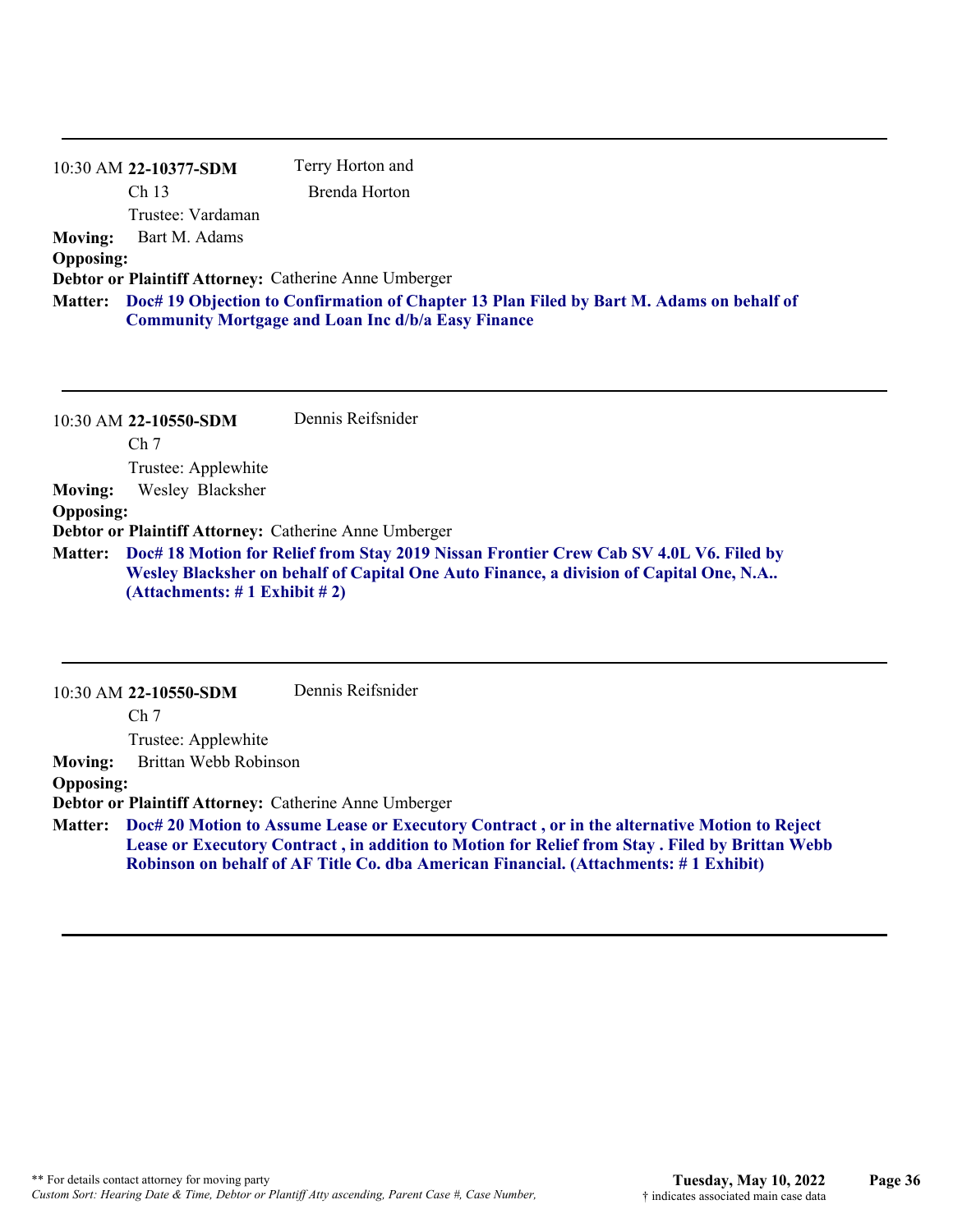---

10:30 AM **22-10377-SDM** Terry Horton and Brenda Horton

Ch 13

Trustee: Vardaman

**Moving:** Bart M. Adams

**Opposing:**

**Debtor or Plaintiff Attorney:** Catherine Anne Umberger

**Matter:** **Doc# 19 Objection to Confirmation of Chapter 13 Plan Filed by Bart M. Adams on behalf of Community Mortgage and Loan Inc d/b/a Easy Finance**

---

10:30 AM **22-10550-SDM** Dennis Reifsnider

Ch 7

Trustee: Applewhite

**Moving:** Wesley Blacksher

**Opposing:**

**Debtor or Plaintiff Attorney:** Catherine Anne Umberger

**Matter:** **Doc# 18 Motion for Relief from Stay 2019 Nissan Frontier Crew Cab SV 4.0L V6. Filed by Wesley Blacksher on behalf of Capital One Auto Finance, a division of Capital One, N.A.. (Attachments: # 1 Exhibit # 2)**

---

10:30 AM **22-10550-SDM** Dennis Reifsnider

Ch 7

Trustee: Applewhite

**Moving:** Brittan Webb Robinson

**Opposing:**

**Debtor or Plaintiff Attorney:** Catherine Anne Umberger

**Matter:** **Doc# 20 Motion to Assume Lease or Executory Contract , or in the alternative Motion to Reject Lease or Executory Contract , in addition to Motion for Relief from Stay . Filed by Brittan Webb Robinson on behalf of AF Title Co. dba American Financial. (Attachments: # 1 Exhibit)**

---

** For details contact attorney for moving party

*Custom Sort: Hearing Date & Time, Debtor or Plantiff Atty ascending, Parent Case #, Case Number,*

**Tuesday, May 10, 2022**

† indicates associated main case data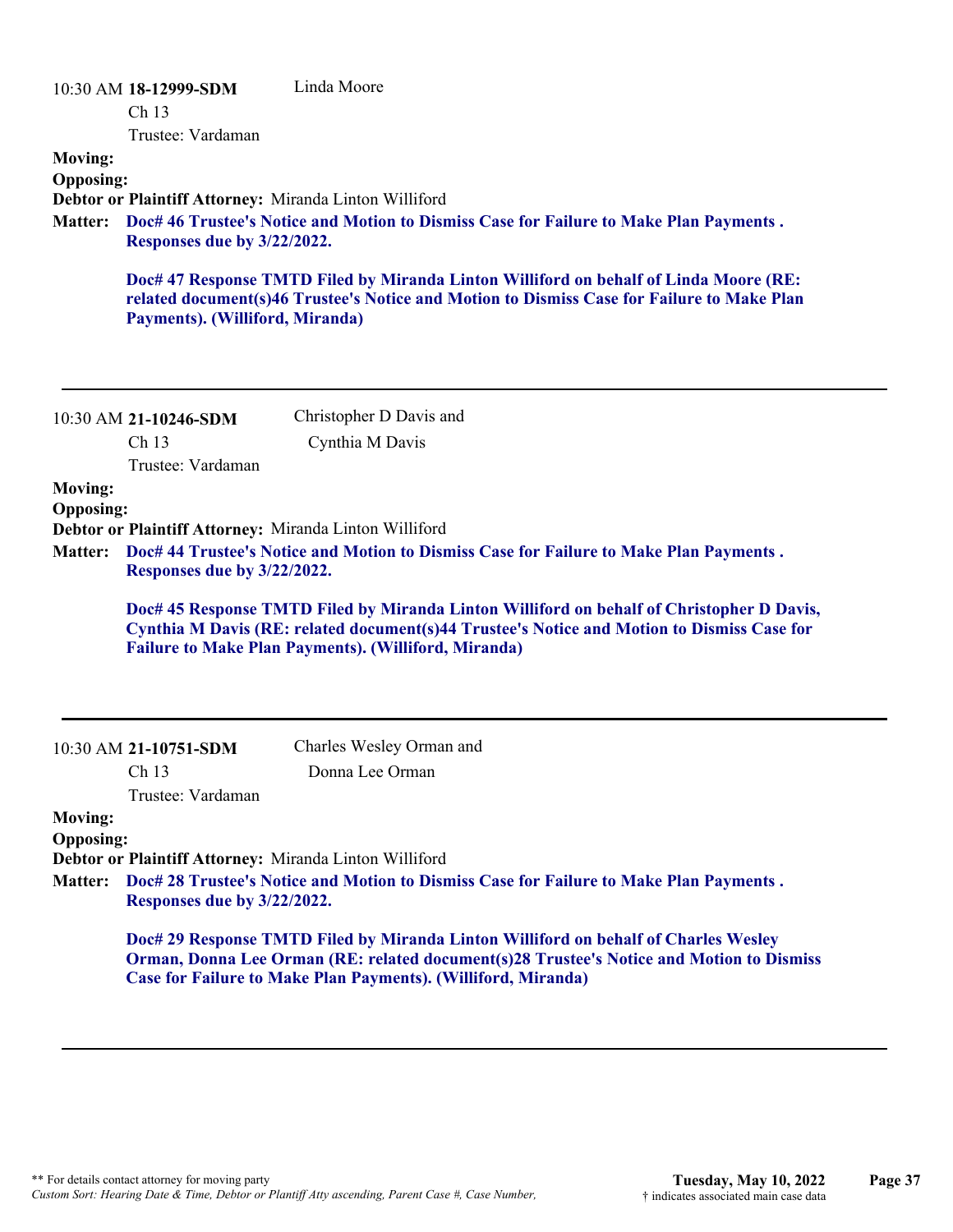10:30 AM **18-12999-SDM** Linda Moore

Ch 13

Trustee: Vardaman

**Moving:**

**Opposing:**

**Debtor or Plaintiff Attorney:** Miranda Linton Williford

**Matter:** **Doc# 46 Trustee's Notice and Motion to Dismiss Case for Failure to Make Plan Payments . Responses due by 3/22/2022.**

**Doc# 47 Response TMTD Filed by Miranda Linton Williford on behalf of Linda Moore (RE: related document(s)46 Trustee's Notice and Motion to Dismiss Case for Failure to Make Plan Payments). (Williford, Miranda)**

---

10:30 AM **21-10246-SDM** Christopher D Davis and Cynthia M Davis

Ch 13

Trustee: Vardaman

**Moving:**

**Opposing:**

**Debtor or Plaintiff Attorney:** Miranda Linton Williford

**Matter:** **Doc# 44 Trustee's Notice and Motion to Dismiss Case for Failure to Make Plan Payments . Responses due by 3/22/2022.**

**Doc# 45 Response TMTD Filed by Miranda Linton Williford on behalf of Christopher D Davis, Cynthia M Davis (RE: related document(s)44 Trustee's Notice and Motion to Dismiss Case for Failure to Make Plan Payments). (Williford, Miranda)**

---

10:30 AM **21-10751-SDM** Charles Wesley Orman and Donna Lee Orman

Ch 13

Trustee: Vardaman

**Moving:**

**Opposing:**

**Debtor or Plaintiff Attorney:** Miranda Linton Williford

**Matter:** **Doc# 28 Trustee's Notice and Motion to Dismiss Case for Failure to Make Plan Payments . Responses due by 3/22/2022.**

**Doc# 29 Response TMTD Filed by Miranda Linton Williford on behalf of Charles Wesley Orman, Donna Lee Orman (RE: related document(s)28 Trustee's Notice and Motion to Dismiss Case for Failure to Make Plan Payments). (Williford, Miranda)**

---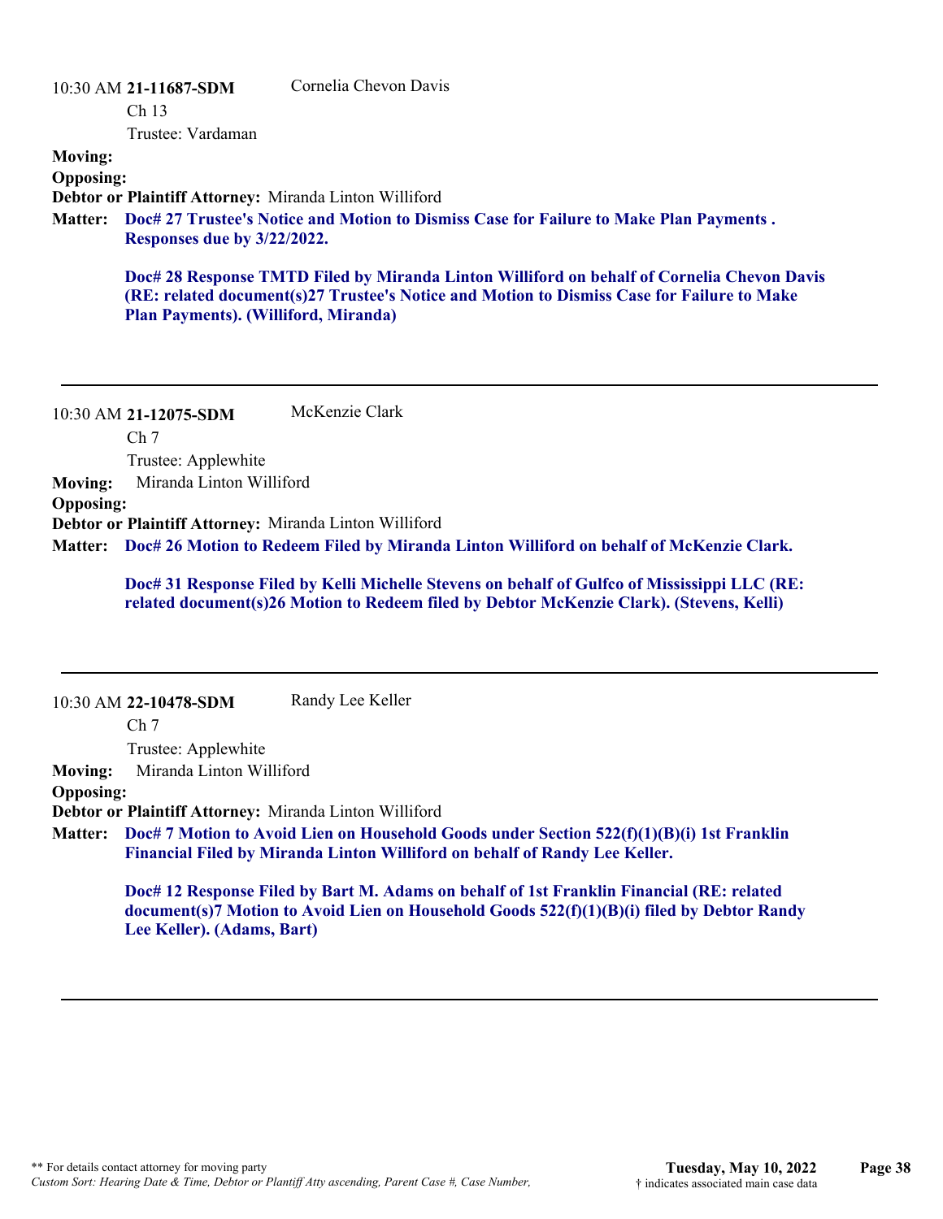10:30 AM **21-11687-SDM** Cornelia Chevon Davis

Ch 13

Trustee: Vardaman

**Moving:**

**Opposing:**

**Debtor or Plaintiff Attorney:** Miranda Linton Williford

**Matter:** **Doc# 27 Trustee's Notice and Motion to Dismiss Case for Failure to Make Plan Payments . Responses due by 3/22/2022.**

**Doc# 28 Response TMTD Filed by Miranda Linton Williford on behalf of Cornelia Chevon Davis (RE: related document(s)27 Trustee's Notice and Motion to Dismiss Case for Failure to Make Plan Payments). (Williford, Miranda)**

---

10:30 AM **21-12075-SDM** McKenzie Clark

Ch 7

Trustee: Applewhite

**Moving:** Miranda Linton Williford

**Opposing:**

**Debtor or Plaintiff Attorney:** Miranda Linton Williford

**Matter:** **Doc# 26 Motion to Redeem Filed by Miranda Linton Williford on behalf of McKenzie Clark.**

**Doc# 31 Response Filed by Kelli Michelle Stevens on behalf of Gulfco of Mississippi LLC (RE: related document(s)26 Motion to Redeem filed by Debtor McKenzie Clark). (Stevens, Kelli)**

---

10:30 AM **22-10478-SDM** Randy Lee Keller

Ch 7

Trustee: Applewhite

**Moving:** Miranda Linton Williford

**Opposing:**

**Debtor or Plaintiff Attorney:** Miranda Linton Williford

**Matter:** **Doc# 7 Motion to Avoid Lien on Household Goods under Section 522(f)(1)(B)(i) 1st Franklin Financial Filed by Miranda Linton Williford on behalf of Randy Lee Keller.**

**Doc# 12 Response Filed by Bart M. Adams on behalf of 1st Franklin Financial (RE: related document(s)7 Motion to Avoid Lien on Household Goods 522(f)(1)(B)(i) filed by Debtor Randy Lee Keller). (Adams, Bart)**

---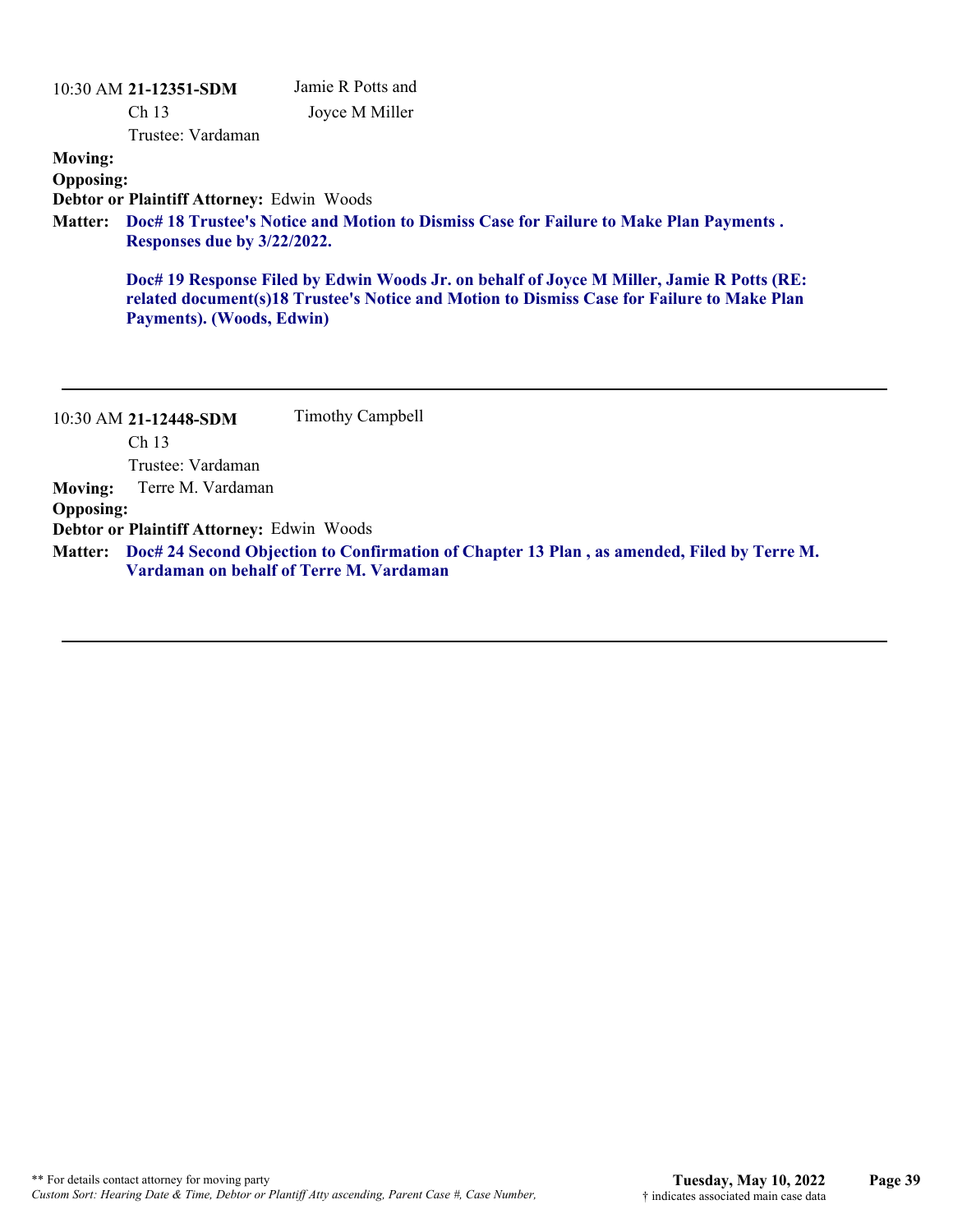10:30 AM **21-12351-SDM** Jamie R Potts and Joyce M Miller

Ch 13

Trustee: Vardaman

**Moving:**

**Opposing:**

**Debtor or Plaintiff Attorney:** Edwin Woods

**Matter:** **Doc# 18 Trustee's Notice and Motion to Dismiss Case for Failure to Make Plan Payments . Responses due by 3/22/2022.**

**Doc# 19 Response Filed by Edwin Woods Jr. on behalf of Joyce M Miller, Jamie R Potts (RE: related document(s)18 Trustee's Notice and Motion to Dismiss Case for Failure to Make Plan Payments). (Woods, Edwin)**

---

10:30 AM **21-12448-SDM** Timothy Campbell

Ch 13

Trustee: Vardaman

**Moving:** Terre M. Vardaman

**Opposing:**

**Debtor or Plaintiff Attorney:** Edwin Woods

**Matter:** **Doc# 24 Second Objection to Confirmation of Chapter 13 Plan , as amended, Filed by Terre M. Vardaman on behalf of Terre M. Vardaman**

---